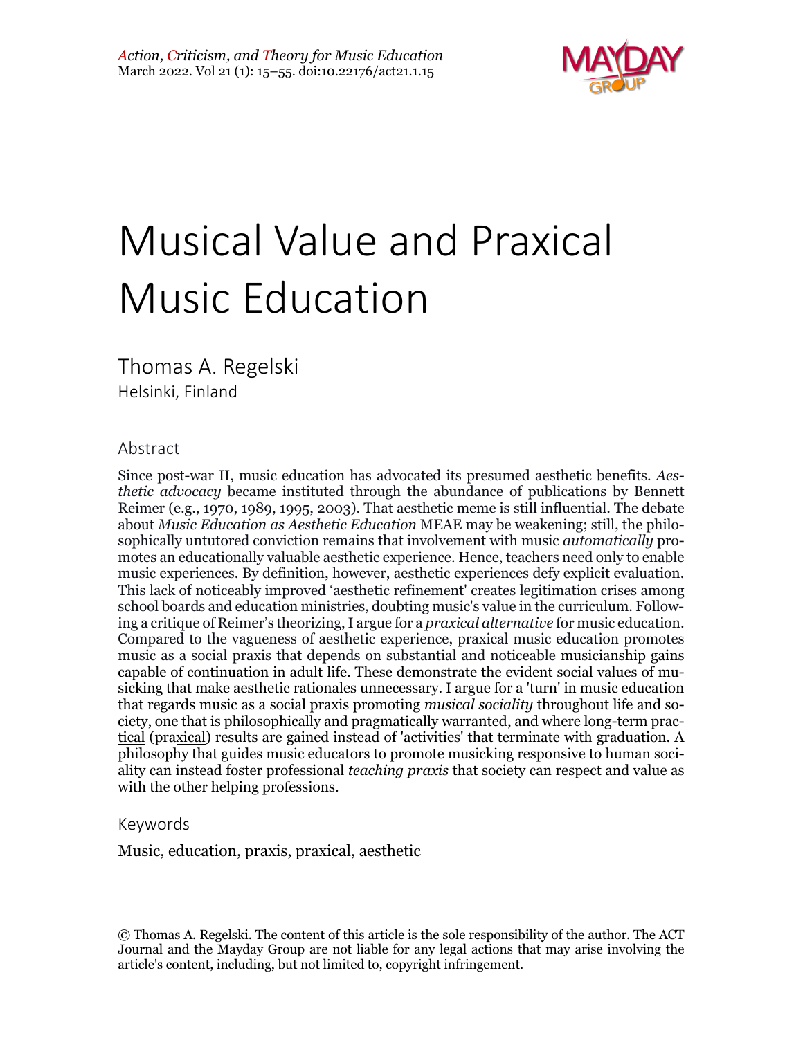# Musical Value and Praxical Music Education

Thomas A. Regelski
Helsinki, Finland

## Abstract

Since post-war II, music education has advocated its presumed aesthetic benefits. *Aesthetic advocacy* became instituted through the abundance of publications by Bennett Reimer (e.g., 1970, 1989, 1995, 2003). That aesthetic meme is still influential. The debate about *Music Education as Aesthetic Education* MEAE may be weakening; still, the philosophically untutored conviction remains that involvement with music *automatically* promotes an educationally valuable aesthetic experience. Hence, teachers need only to enable music experiences. By definition, however, aesthetic experiences defy explicit evaluation. This lack of noticeably improved 'aesthetic refinement' creates legitimation crises among school boards and education ministries, doubting music's value in the curriculum. Following a critique of Reimer's theorizing, I argue for a *praxical alternative* for music education. Compared to the vagueness of aesthetic experience, praxical music education promotes music as a social praxis that depends on substantial and noticeable musicianship gains capable of continuation in adult life. These demonstrate the evident social values of musicking that make aesthetic rationales unnecessary. I argue for a 'turn' in music education that regards music as a social praxis promoting *musical sociality* throughout life and society, one that is philosophically and pragmatically warranted, and where long-term practical (praxical) results are gained instead of 'activities' that terminate with graduation. A philosophy that guides music educators to promote musicking responsive to human sociality can instead foster professional *teaching praxis* that society can respect and value as with the other helping professions.

## Keywords

Music, education, praxis, praxical, aesthetic

© Thomas A. Regelski. The content of this article is the sole responsibility of the author. The ACT Journal and the Mayday Group are not liable for any legal actions that may arise involving the article's content, including, but not limited to, copyright infringement.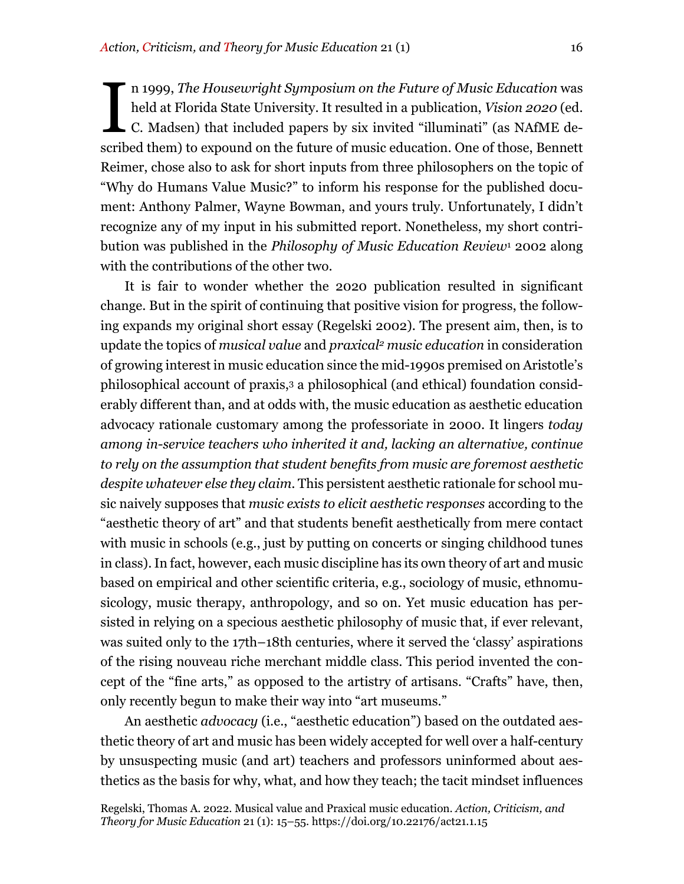In 1999, *The Housewright Symposium on the Future of Music Education* was held at Florida State University. It resulted in a publication, *Vision 2020* (ed. C. Madsen) that included papers by six invited "illuminati" (as NAfME described them) to expound on the future of music education. One of those, Bennett Reimer, chose also to ask for short inputs from three philosophers on the topic of "Why do Humans Value Music?" to inform his response for the published document: Anthony Palmer, Wayne Bowman, and yours truly. Unfortunately, I didn't recognize any of my input in his submitted report. Nonetheless, my short contribution was published in the *Philosophy of Music Education Review*[1] 2002 along with the contributions of the other two.

It is fair to wonder whether the 2020 publication resulted in significant change. But in the spirit of continuing that positive vision for progress, the following expands my original short essay (Regelski 2002). The present aim, then, is to update the topics of *musical value* and *praxical*[2] *music education* in consideration of growing interest in music education since the mid-1990s premised on Aristotle's philosophical account of praxis,[3] a philosophical (and ethical) foundation considerably different than, and at odds with, the music education as aesthetic education advocacy rationale customary among the professoriate in 2000. It lingers *today among in-service teachers who inherited it and, lacking an alternative, continue to rely on the assumption that student benefits from music are foremost aesthetic despite whatever else they claim*. This persistent aesthetic rationale for school music naively supposes that *music exists to elicit aesthetic responses* according to the "aesthetic theory of art" and that students benefit aesthetically from mere contact with music in schools (e.g., just by putting on concerts or singing childhood tunes in class). In fact, however, each music discipline has its own theory of art and music based on empirical and other scientific criteria, e.g., sociology of music, ethnomusicology, music therapy, anthropology, and so on. Yet music education has persisted in relying on a specious aesthetic philosophy of music that, if ever relevant, was suited only to the 17th–18th centuries, where it served the 'classy' aspirations of the rising nouveau riche merchant middle class. This period invented the concept of the "fine arts," as opposed to the artistry of artisans. "Crafts" have, then, only recently begun to make their way into "art museums."

An aesthetic *advocacy* (i.e., "aesthetic education") based on the outdated aesthetic theory of art and music has been widely accepted for well over a half-century by unsuspecting music (and art) teachers and professors uninformed about aesthetics as the basis for why, what, and how they teach; the tacit mindset influences

Regelski, Thomas A. 2022. Musical value and Praxical music education. *Action, Criticism, and Theory for Music Education* 21 (1): 15–55. https://doi.org/10.22176/act21.1.15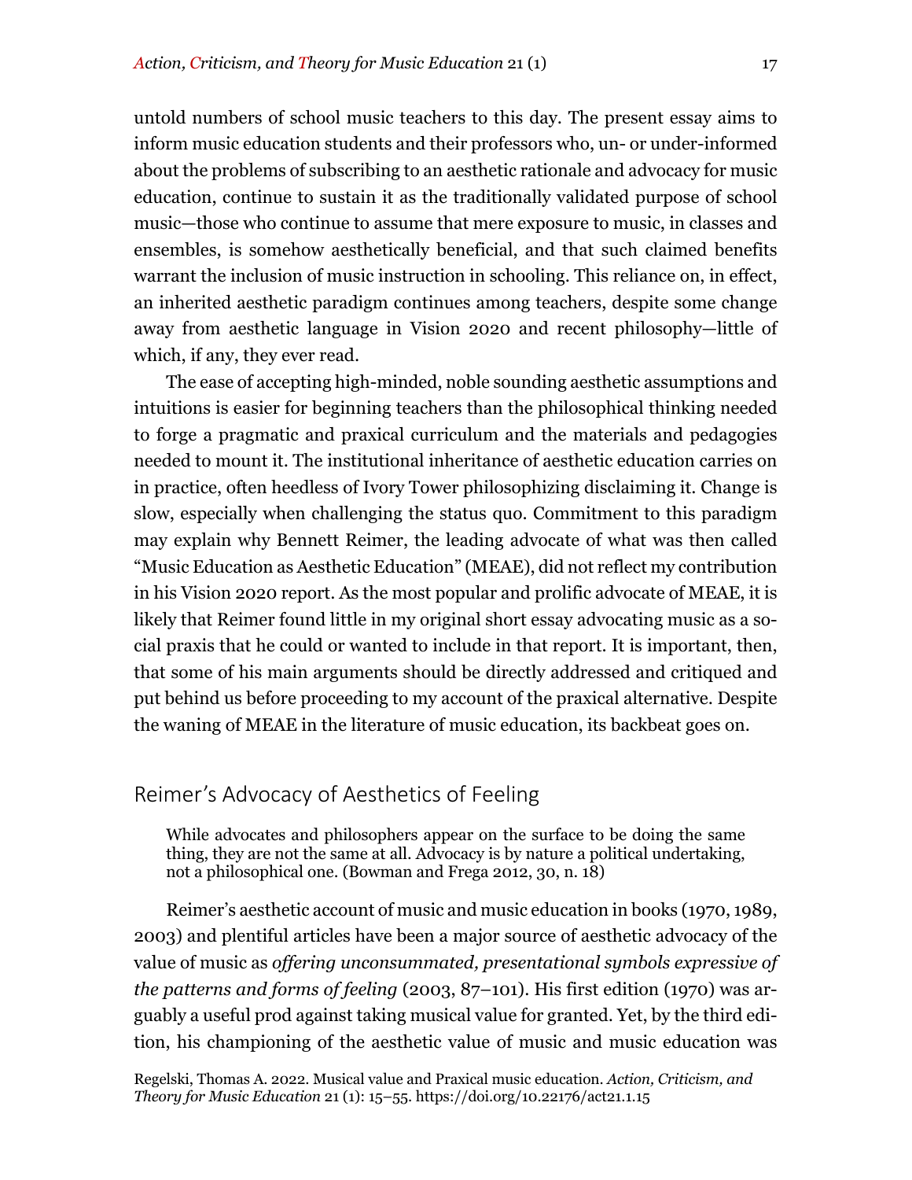untold numbers of school music teachers to this day. The present essay aims to inform music education students and their professors who, un- or under-informed about the problems of subscribing to an aesthetic rationale and advocacy for music education, continue to sustain it as the traditionally validated purpose of school music—those who continue to assume that mere exposure to music, in classes and ensembles, is somehow aesthetically beneficial, and that such claimed benefits warrant the inclusion of music instruction in schooling. This reliance on, in effect, an inherited aesthetic paradigm continues among teachers, despite some change away from aesthetic language in Vision 2020 and recent philosophy—little of which, if any, they ever read.

The ease of accepting high-minded, noble sounding aesthetic assumptions and intuitions is easier for beginning teachers than the philosophical thinking needed to forge a pragmatic and praxical curriculum and the materials and pedagogies needed to mount it. The institutional inheritance of aesthetic education carries on in practice, often heedless of Ivory Tower philosophizing disclaiming it. Change is slow, especially when challenging the status quo. Commitment to this paradigm may explain why Bennett Reimer, the leading advocate of what was then called "Music Education as Aesthetic Education" (MEAE), did not reflect my contribution in his Vision 2020 report. As the most popular and prolific advocate of MEAE, it is likely that Reimer found little in my original short essay advocating music as a social praxis that he could or wanted to include in that report. It is important, then, that some of his main arguments should be directly addressed and critiqued and put behind us before proceeding to my account of the praxical alternative. Despite the waning of MEAE in the literature of music education, its backbeat goes on.

## Reimer's Advocacy of Aesthetics of Feeling

> While advocates and philosophers appear on the surface to be doing the same thing, they are not the same at all. Advocacy is by nature a political undertaking, not a philosophical one. (Bowman and Frega 2012, 30, n. 18)

Reimer's aesthetic account of music and music education in books (1970, 1989, 2003) and plentiful articles have been a major source of aesthetic advocacy of the value of music as *offering unconsummated, presentational symbols expressive of the patterns and forms of feeling* (2003, 87–101). His first edition (1970) was arguably a useful prod against taking musical value for granted. Yet, by the third edition, his championing of the aesthetic value of music and music education was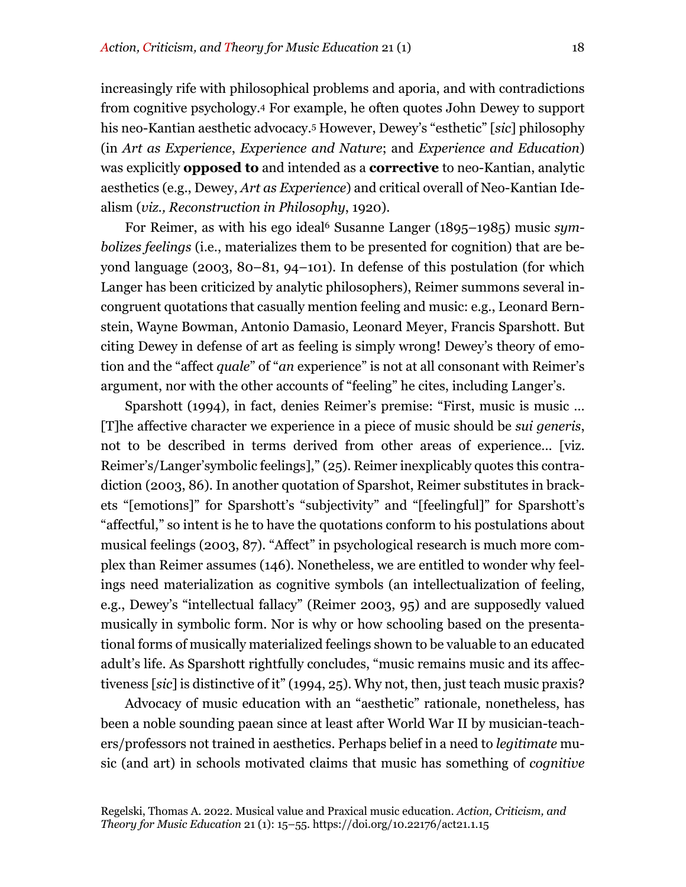increasingly rife with philosophical problems and aporia, and with contradictions from cognitive psychology.[4] For example, he often quotes John Dewey to support his neo-Kantian aesthetic advocacy.[5] However, Dewey's "esthetic" [*sic*] philosophy (in *Art as Experience*, *Experience and Nature*; and *Experience and Education*) was explicitly **opposed to** and intended as a **corrective** to neo-Kantian, analytic aesthetics (e.g., Dewey, *Art as Experience*) and critical overall of Neo-Kantian Idealism (*viz., Reconstruction in Philosophy*, 1920).

For Reimer, as with his ego ideal[6] Susanne Langer (1895–1985) music *symbolizes feelings* (i.e., materializes them to be presented for cognition) that are beyond language (2003, 80–81, 94–101). In defense of this postulation (for which Langer has been criticized by analytic philosophers), Reimer summons several incongruent quotations that casually mention feeling and music: e.g., Leonard Bernstein, Wayne Bowman, Antonio Damasio, Leonard Meyer, Francis Sparshott. But citing Dewey in defense of art as feeling is simply wrong! Dewey's theory of emotion and the "affect *quale*" of "*an* experience" is not at all consonant with Reimer's argument, nor with the other accounts of "feeling" he cites, including Langer's.

Sparshott (1994), in fact, denies Reimer's premise: "First, music is music … [T]he affective character we experience in a piece of music should be *sui generis*, not to be described in terms derived from other areas of experience… [viz. Reimer's/Langer'symbolic feelings]," (25). Reimer inexplicably quotes this contradiction (2003, 86). In another quotation of Sparshot, Reimer substitutes in brackets "[emotions]" for Sparshott's "subjectivity" and "[feelingful]" for Sparshott's "affectful," so intent is he to have the quotations conform to his postulations about musical feelings (2003, 87). "Affect" in psychological research is much more complex than Reimer assumes (146). Nonetheless, we are entitled to wonder why feelings need materialization as cognitive symbols (an intellectualization of feeling, e.g., Dewey's "intellectual fallacy" (Reimer 2003, 95) and are supposedly valued musically in symbolic form. Nor is why or how schooling based on the presentational forms of musically materialized feelings shown to be valuable to an educated adult's life. As Sparshott rightfully concludes, "music remains music and its affectiveness [*sic*] is distinctive of it" (1994, 25). Why not, then, just teach music praxis?

Advocacy of music education with an "aesthetic" rationale, nonetheless, has been a noble sounding paean since at least after World War II by musician-teachers/professors not trained in aesthetics. Perhaps belief in a need to *legitimate* music (and art) in schools motivated claims that music has something of *cognitive*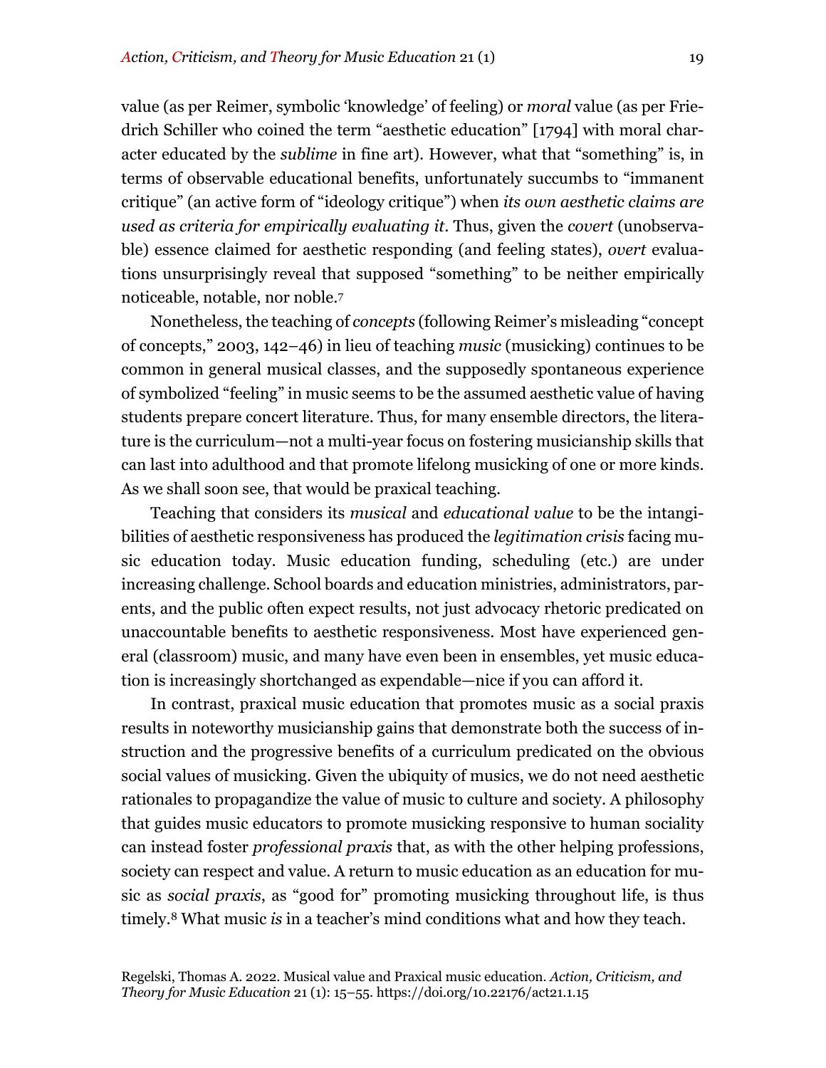value (as per Reimer, symbolic 'knowledge' of feeling) or *moral* value (as per Friedrich Schiller who coined the term "aesthetic education" [1794] with moral character educated by the *sublime* in fine art). However, what that "something" is, in terms of observable educational benefits, unfortunately succumbs to "immanent critique" (an active form of "ideology critique") when *its own aesthetic claims are used as criteria for empirically evaluating it*. Thus, given the *covert* (unobservable) essence claimed for aesthetic responding (and feeling states), *overt* evaluations unsurprisingly reveal that supposed "something" to be neither empirically noticeable, notable, nor noble.[7]

Nonetheless, the teaching of *concepts* (following Reimer's misleading "concept of concepts," 2003, 142–46) in lieu of teaching *music* (musicking) continues to be common in general musical classes, and the supposedly spontaneous experience of symbolized "feeling" in music seems to be the assumed aesthetic value of having students prepare concert literature. Thus, for many ensemble directors, the literature is the curriculum—not a multi-year focus on fostering musicianship skills that can last into adulthood and that promote lifelong musicking of one or more kinds. As we shall soon see, that would be praxical teaching.

Teaching that considers its *musical* and *educational value* to be the intangibilities of aesthetic responsiveness has produced the *legitimation crisis* facing music education today. Music education funding, scheduling (etc.) are under increasing challenge. School boards and education ministries, administrators, parents, and the public often expect results, not just advocacy rhetoric predicated on unaccountable benefits to aesthetic responsiveness. Most have experienced general (classroom) music, and many have even been in ensembles, yet music education is increasingly shortchanged as expendable—nice if you can afford it.

In contrast, praxical music education that promotes music as a social praxis results in noteworthy musicianship gains that demonstrate both the success of instruction and the progressive benefits of a curriculum predicated on the obvious social values of musicking. Given the ubiquity of musics, we do not need aesthetic rationales to propagandize the value of music to culture and society. A philosophy that guides music educators to promote musicking responsive to human sociality can instead foster *professional praxis* that, as with the other helping professions, society can respect and value. A return to music education as an education for music as *social praxis*, as "good for" promoting musicking throughout life, is thus timely.[8] What music *is* in a teacher's mind conditions what and how they teach.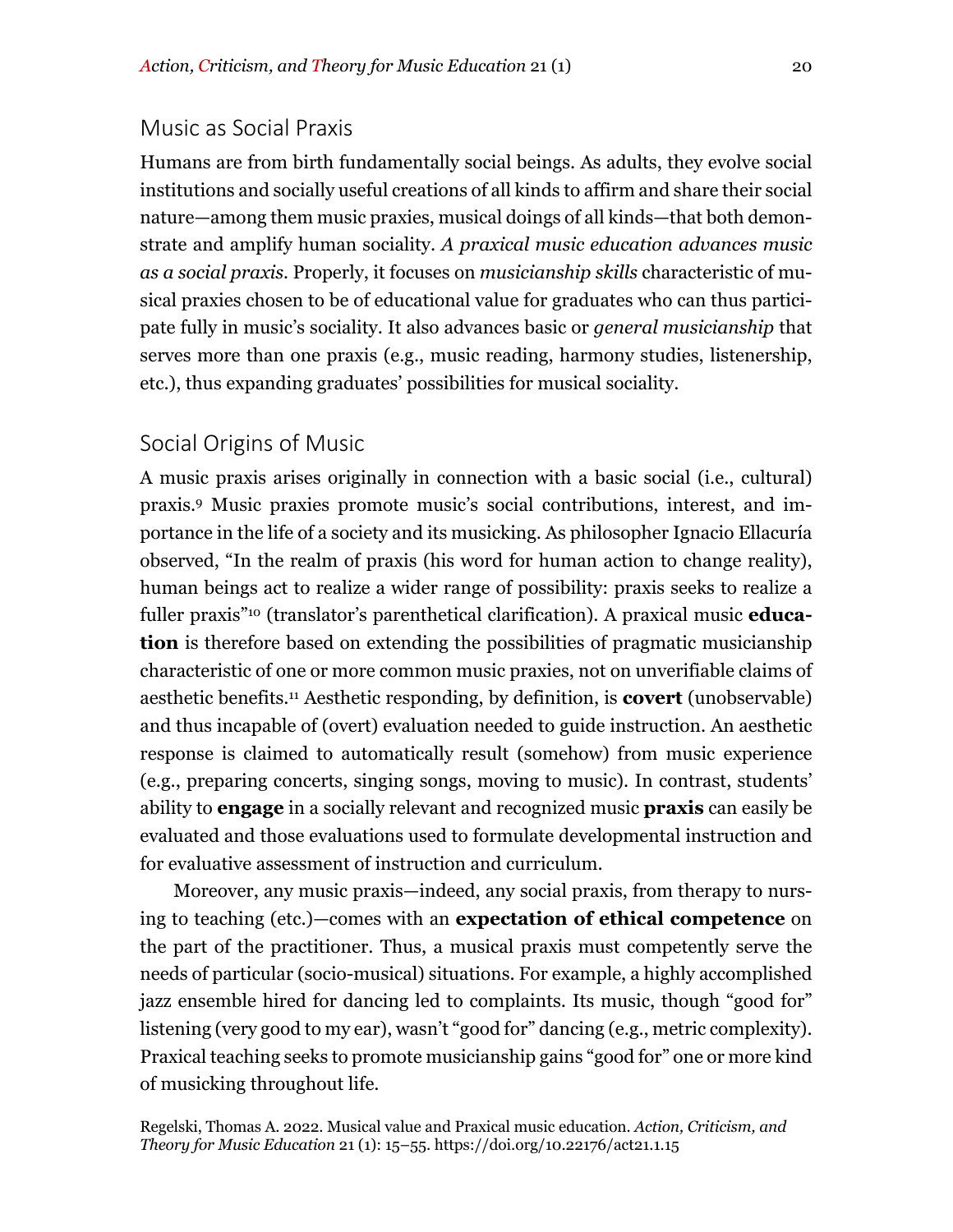## Music as Social Praxis

Humans are from birth fundamentally social beings. As adults, they evolve social institutions and socially useful creations of all kinds to affirm and share their social nature—among them music praxies, musical doings of all kinds—that both demonstrate and amplify human sociality. *A praxical music education advances music as a social praxis*. Properly, it focuses on *musicianship skills* characteristic of musical praxies chosen to be of educational value for graduates who can thus participate fully in music's sociality. It also advances basic or *general musicianship* that serves more than one praxis (e.g., music reading, harmony studies, listenership, etc.), thus expanding graduates' possibilities for musical sociality.

## Social Origins of Music

A music praxis arises originally in connection with a basic social (i.e., cultural) praxis.[9] Music praxies promote music's social contributions, interest, and importance in the life of a society and its musicking. As philosopher Ignacio Ellacuría observed, "In the realm of praxis (his word for human action to change reality), human beings act to realize a wider range of possibility: praxis seeks to realize a fuller praxis"[10] (translator's parenthetical clarification). A praxical music **education** is therefore based on extending the possibilities of pragmatic musicianship characteristic of one or more common music praxies, not on unverifiable claims of aesthetic benefits.[11] Aesthetic responding, by definition, is **covert** (unobservable) and thus incapable of (overt) evaluation needed to guide instruction. An aesthetic response is claimed to automatically result (somehow) from music experience (e.g., preparing concerts, singing songs, moving to music). In contrast, students' ability to **engage** in a socially relevant and recognized music **praxis** can easily be evaluated and those evaluations used to formulate developmental instruction and for evaluative assessment of instruction and curriculum.

Moreover, any music praxis—indeed, any social praxis, from therapy to nursing to teaching (etc.)—comes with an **expectation of ethical competence** on the part of the practitioner. Thus, a musical praxis must competently serve the needs of particular (socio-musical) situations. For example, a highly accomplished jazz ensemble hired for dancing led to complaints. Its music, though "good for" listening (very good to my ear), wasn't "good for" dancing (e.g., metric complexity). Praxical teaching seeks to promote musicianship gains "good for" one or more kind of musicking throughout life.

Regelski, Thomas A. 2022. Musical value and Praxical music education. *Action, Criticism, and Theory for Music Education* 21 (1): 15–55. https://doi.org/10.22176/act21.1.15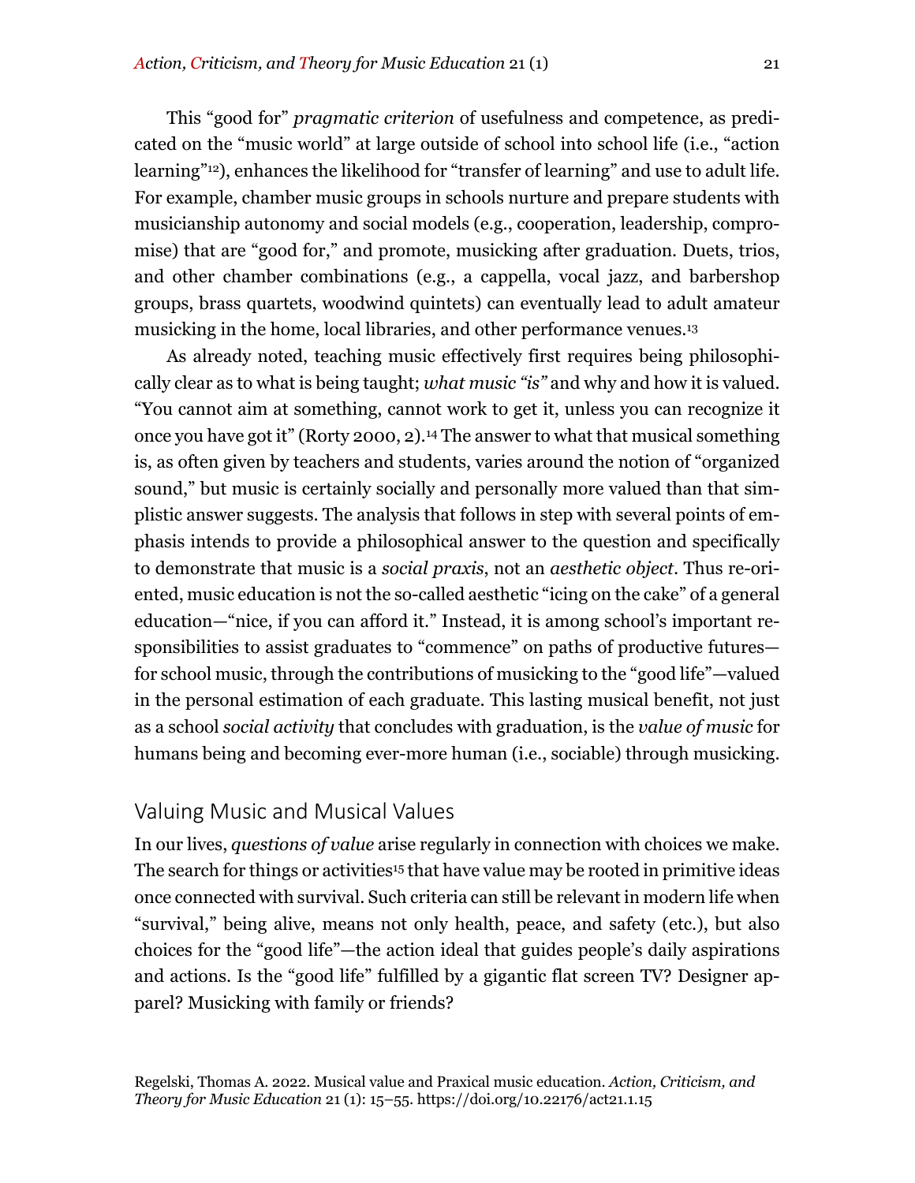This "good for" *pragmatic criterion* of usefulness and competence, as predicated on the "music world" at large outside of school into school life (i.e., "action learning"[12]), enhances the likelihood for "transfer of learning" and use to adult life. For example, chamber music groups in schools nurture and prepare students with musicianship autonomy and social models (e.g., cooperation, leadership, compromise) that are "good for," and promote, musicking after graduation. Duets, trios, and other chamber combinations (e.g., a cappella, vocal jazz, and barbershop groups, brass quartets, woodwind quintets) can eventually lead to adult amateur musicking in the home, local libraries, and other performance venues.[13]

As already noted, teaching music effectively first requires being philosophically clear as to what is being taught; *what music "is"* and why and how it is valued. "You cannot aim at something, cannot work to get it, unless you can recognize it once you have got it" (Rorty 2000, 2).[14] The answer to what that musical something is, as often given by teachers and students, varies around the notion of "organized sound," but music is certainly socially and personally more valued than that simplistic answer suggests. The analysis that follows in step with several points of emphasis intends to provide a philosophical answer to the question and specifically to demonstrate that music is a *social praxis*, not an *aesthetic object*. Thus re-oriented, music education is not the so-called aesthetic "icing on the cake" of a general education—"nice, if you can afford it." Instead, it is among school's important responsibilities to assist graduates to "commence" on paths of productive futures—for school music, through the contributions of musicking to the "good life"—valued in the personal estimation of each graduate. This lasting musical benefit, not just as a school *social activity* that concludes with graduation, is the *value of music* for humans being and becoming ever-more human (i.e., sociable) through musicking.

## Valuing Music and Musical Values

In our lives, *questions of value* arise regularly in connection with choices we make. The search for things or activities[15] that have value may be rooted in primitive ideas once connected with survival. Such criteria can still be relevant in modern life when "survival," being alive, means not only health, peace, and safety (etc.), but also choices for the "good life"—the action ideal that guides people's daily aspirations and actions. Is the "good life" fulfilled by a gigantic flat screen TV? Designer apparel? Musicking with family or friends?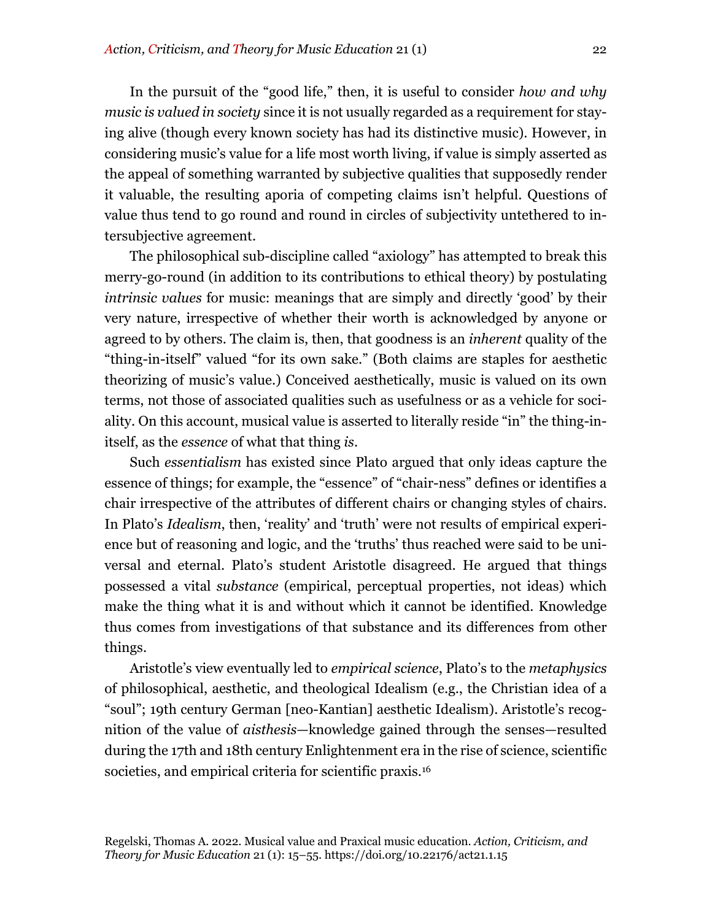In the pursuit of the "good life," then, it is useful to consider *how and why music is valued in society* since it is not usually regarded as a requirement for staying alive (though every known society has had its distinctive music). However, in considering music's value for a life most worth living, if value is simply asserted as the appeal of something warranted by subjective qualities that supposedly render it valuable, the resulting aporia of competing claims isn't helpful. Questions of value thus tend to go round and round in circles of subjectivity untethered to intersubjective agreement.

The philosophical sub-discipline called "axiology" has attempted to break this merry-go-round (in addition to its contributions to ethical theory) by postulating *intrinsic values* for music: meanings that are simply and directly 'good' by their very nature, irrespective of whether their worth is acknowledged by anyone or agreed to by others. The claim is, then, that goodness is an *inherent* quality of the "thing-in-itself" valued "for its own sake." (Both claims are staples for aesthetic theorizing of music's value.) Conceived aesthetically, music is valued on its own terms, not those of associated qualities such as usefulness or as a vehicle for sociality. On this account, musical value is asserted to literally reside "in" the thing-in-itself, as the *essence* of what that thing *is*.

Such *essentialism* has existed since Plato argued that only ideas capture the essence of things; for example, the "essence" of "chair-ness" defines or identifies a chair irrespective of the attributes of different chairs or changing styles of chairs. In Plato's *Idealism*, then, 'reality' and 'truth' were not results of empirical experience but of reasoning and logic, and the 'truths' thus reached were said to be universal and eternal. Plato's student Aristotle disagreed. He argued that things possessed a vital *substance* (empirical, perceptual properties, not ideas) which make the thing what it is and without which it cannot be identified. Knowledge thus comes from investigations of that substance and its differences from other things.

Aristotle's view eventually led to *empirical science*, Plato's to the *metaphysics* of philosophical, aesthetic, and theological Idealism (e.g., the Christian idea of a "soul"; 19th century German [neo-Kantian] aesthetic Idealism). Aristotle's recognition of the value of *aisthesis*—knowledge gained through the senses—resulted during the 17th and 18th century Enlightenment era in the rise of science, scientific societies, and empirical criteria for scientific praxis.[16]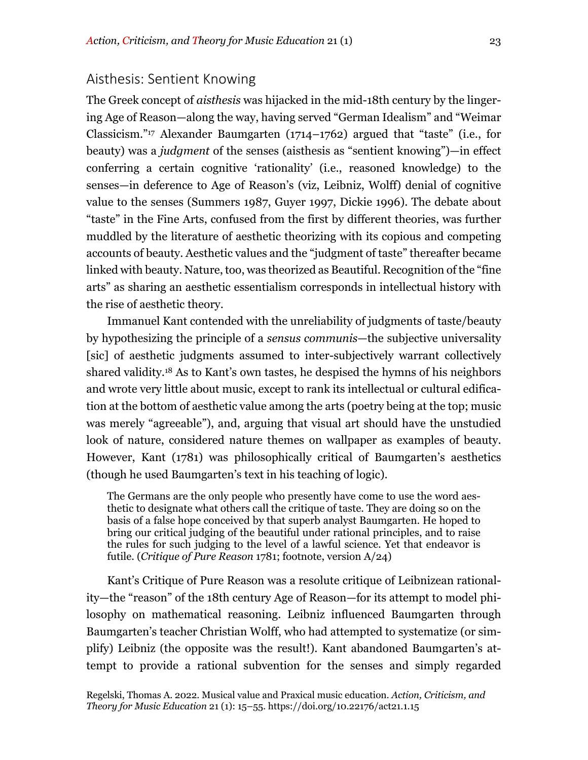## Aisthesis: Sentient Knowing

The Greek concept of *aisthesis* was hijacked in the mid-18th century by the lingering Age of Reason—along the way, having served "German Idealism" and "Weimar Classicism."[17] Alexander Baumgarten (1714–1762) argued that "taste" (i.e., for beauty) was a *judgment* of the senses (aisthesis as "sentient knowing")—in effect conferring a certain cognitive 'rationality' (i.e., reasoned knowledge) to the senses—in deference to Age of Reason's (viz, Leibniz, Wolff) denial of cognitive value to the senses (Summers 1987, Guyer 1997, Dickie 1996). The debate about "taste" in the Fine Arts, confused from the first by different theories, was further muddled by the literature of aesthetic theorizing with its copious and competing accounts of beauty. Aesthetic values and the "judgment of taste" thereafter became linked with beauty. Nature, too, was theorized as Beautiful. Recognition of the "fine arts" as sharing an aesthetic essentialism corresponds in intellectual history with the rise of aesthetic theory.

Immanuel Kant contended with the unreliability of judgments of taste/beauty by hypothesizing the principle of a *sensus communis*—the subjective universality [sic] of aesthetic judgments assumed to inter-subjectively warrant collectively shared validity.[18] As to Kant's own tastes, he despised the hymns of his neighbors and wrote very little about music, except to rank its intellectual or cultural edification at the bottom of aesthetic value among the arts (poetry being at the top; music was merely "agreeable"), and, arguing that visual art should have the unstudied look of nature, considered nature themes on wallpaper as examples of beauty. However, Kant (1781) was philosophically critical of Baumgarten's aesthetics (though he used Baumgarten's text in his teaching of logic).

> The Germans are the only people who presently have come to use the word aesthetic to designate what others call the critique of taste. They are doing so on the basis of a false hope conceived by that superb analyst Baumgarten. He hoped to bring our critical judging of the beautiful under rational principles, and to raise the rules for such judging to the level of a lawful science. Yet that endeavor is futile. (*Critique of Pure Reason* 1781; footnote, version A/24)

Kant's Critique of Pure Reason was a resolute critique of Leibnizean rationality—the "reason" of the 18th century Age of Reason—for its attempt to model philosophy on mathematical reasoning. Leibniz influenced Baumgarten through Baumgarten's teacher Christian Wolff, who had attempted to systematize (or simplify) Leibniz (the opposite was the result!). Kant abandoned Baumgarten's attempt to provide a rational subvention for the senses and simply regarded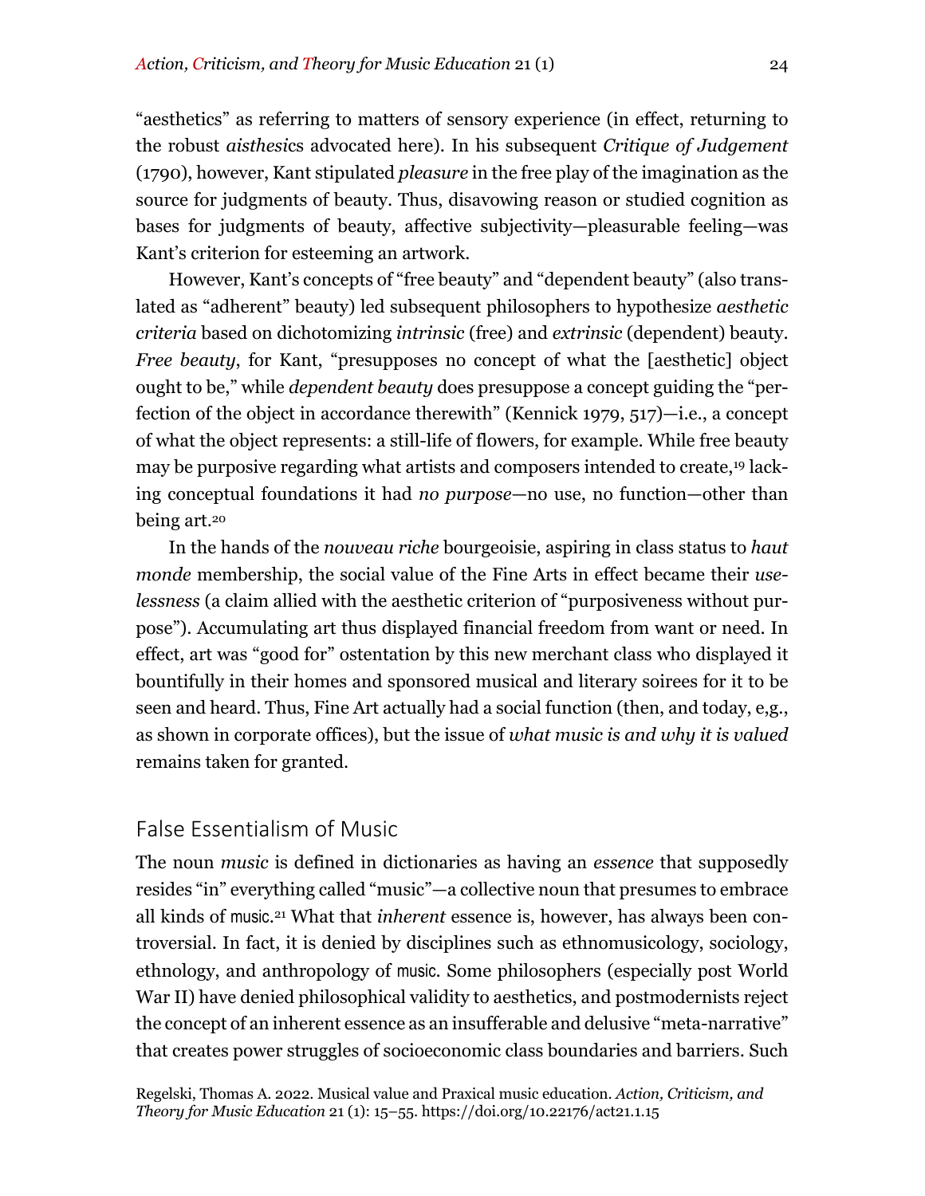"aesthetics" as referring to matters of sensory experience (in effect, returning to the robust *aisthesic*s advocated here). In his subsequent *Critique of Judgement* (1790), however, Kant stipulated *pleasure* in the free play of the imagination as the source for judgments of beauty. Thus, disavowing reason or studied cognition as bases for judgments of beauty, affective subjectivity—pleasurable feeling—was Kant's criterion for esteeming an artwork.

However, Kant's concepts of "free beauty" and "dependent beauty" (also translated as "adherent" beauty) led subsequent philosophers to hypothesize *aesthetic criteria* based on dichotomizing *intrinsic* (free) and *extrinsic* (dependent) beauty. *Free beauty*, for Kant, "presupposes no concept of what the [aesthetic] object ought to be," while *dependent beauty* does presuppose a concept guiding the "perfection of the object in accordance therewith" (Kennick 1979, 517)—i.e., a concept of what the object represents: a still-life of flowers, for example. While free beauty may be purposive regarding what artists and composers intended to create,[19] lacking conceptual foundations it had *no purpose*—no use, no function—other than being art.[20]

In the hands of the *nouveau riche* bourgeoisie, aspiring in class status to *haut monde* membership, the social value of the Fine Arts in effect became their *uselessness* (a claim allied with the aesthetic criterion of "purposiveness without purpose"). Accumulating art thus displayed financial freedom from want or need. In effect, art was "good for" ostentation by this new merchant class who displayed it bountifully in their homes and sponsored musical and literary soirees for it to be seen and heard. Thus, Fine Art actually had a social function (then, and today, e,g., as shown in corporate offices), but the issue of *what music is and why it is valued* remains taken for granted.

## False Essentialism of Music

The noun *music* is defined in dictionaries as having an *essence* that supposedly resides "in" everything called "music"—a collective noun that presumes to embrace all kinds of music.[21] What that *inherent* essence is, however, has always been controversial. In fact, it is denied by disciplines such as ethnomusicology, sociology, ethnology, and anthropology of music. Some philosophers (especially post World War II) have denied philosophical validity to aesthetics, and postmodernists reject the concept of an inherent essence as an insufferable and delusive "meta-narrative" that creates power struggles of socioeconomic class boundaries and barriers. Such

Regelski, Thomas A. 2022. Musical value and Praxical music education. *Action, Criticism, and Theory for Music Education* 21 (1): 15–55. https://doi.org/10.22176/act21.1.15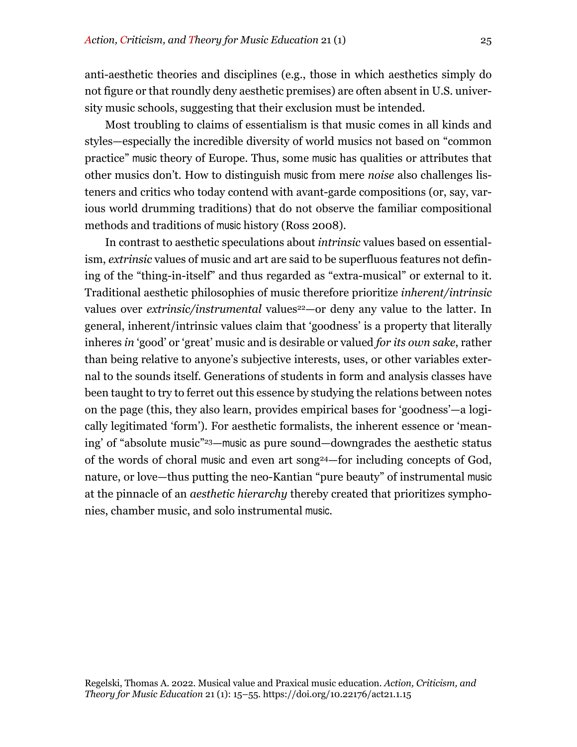anti-aesthetic theories and disciplines (e.g., those in which aesthetics simply do not figure or that roundly deny aesthetic premises) are often absent in U.S. university music schools, suggesting that their exclusion must be intended.

Most troubling to claims of essentialism is that music comes in all kinds and styles—especially the incredible diversity of world musics not based on "common practice" music theory of Europe. Thus, some music has qualities or attributes that other musics don't. How to distinguish music from mere *noise* also challenges listeners and critics who today contend with avant-garde compositions (or, say, various world drumming traditions) that do not observe the familiar compositional methods and traditions of music history (Ross 2008).

In contrast to aesthetic speculations about *intrinsic* values based on essentialism, *extrinsic* values of music and art are said to be superfluous features not defining of the "thing-in-itself" and thus regarded as "extra-musical" or external to it. Traditional aesthetic philosophies of music therefore prioritize *inherent/intrinsic* values over *extrinsic/instrumental* values[22]—or deny any value to the latter. In general, inherent/intrinsic values claim that 'goodness' is a property that literally inheres *in* 'good' or 'great' music and is desirable or valued *for its own sake*, rather than being relative to anyone's subjective interests, uses, or other variables external to the sounds itself. Generations of students in form and analysis classes have been taught to try to ferret out this essence by studying the relations between notes on the page (this, they also learn, provides empirical bases for 'goodness'—a logically legitimated 'form'). For aesthetic formalists, the inherent essence or 'meaning' of "absolute music"[23]—music as pure sound—downgrades the aesthetic status of the words of choral music and even art song[24]—for including concepts of God, nature, or love—thus putting the neo-Kantian "pure beauty" of instrumental music at the pinnacle of an *aesthetic hierarchy* thereby created that prioritizes symphonies, chamber music, and solo instrumental music.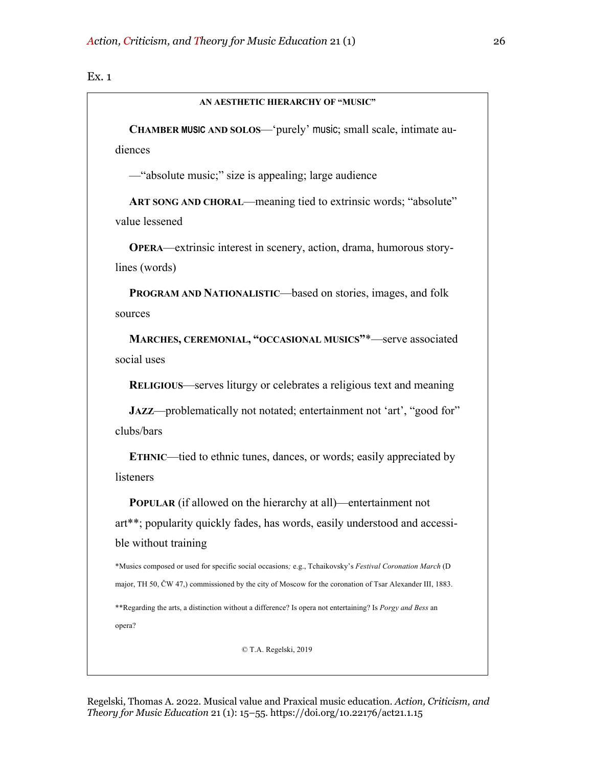Ex. 1

**AN AESTHETIC HIERARCHY OF "MUSIC"**

**CHAMBER MUSIC AND SOLOS**—'purely' music; small scale, intimate audiences

—"absolute music;" size is appealing; large audience

**ART SONG AND CHORAL**—meaning tied to extrinsic words; "absolute" value lessened

**OPERA**—extrinsic interest in scenery, action, drama, humorous storylines (words)

**PROGRAM AND NATIONALISTIC**—based on stories, images, and folk sources

**MARCHES, CEREMONIAL, "OCCASIONAL MUSICS"***—serve associated social uses

**RELIGIOUS**—serves liturgy or celebrates a religious text and meaning

**JAZZ**—problematically not notated; entertainment not 'art', "good for" clubs/bars

**ETHNIC**—tied to ethnic tunes, dances, or words; easily appreciated by listeners

**POPULAR** (if allowed on the hierarchy at all)—entertainment not art**; popularity quickly fades, has words, easily understood and accessible without training

*Musics composed or used for specific social occasions; e.g., Tchaikovsky's *Festival Coronation March* (D major, TH 50, ČW 47,) commissioned by the city of Moscow for the coronation of Tsar Alexander III, 1883.

**Regarding the arts, a distinction without a difference? Is opera not entertaining? Is *Porgy and Bess* an opera?

© T.A. Regelski, 2019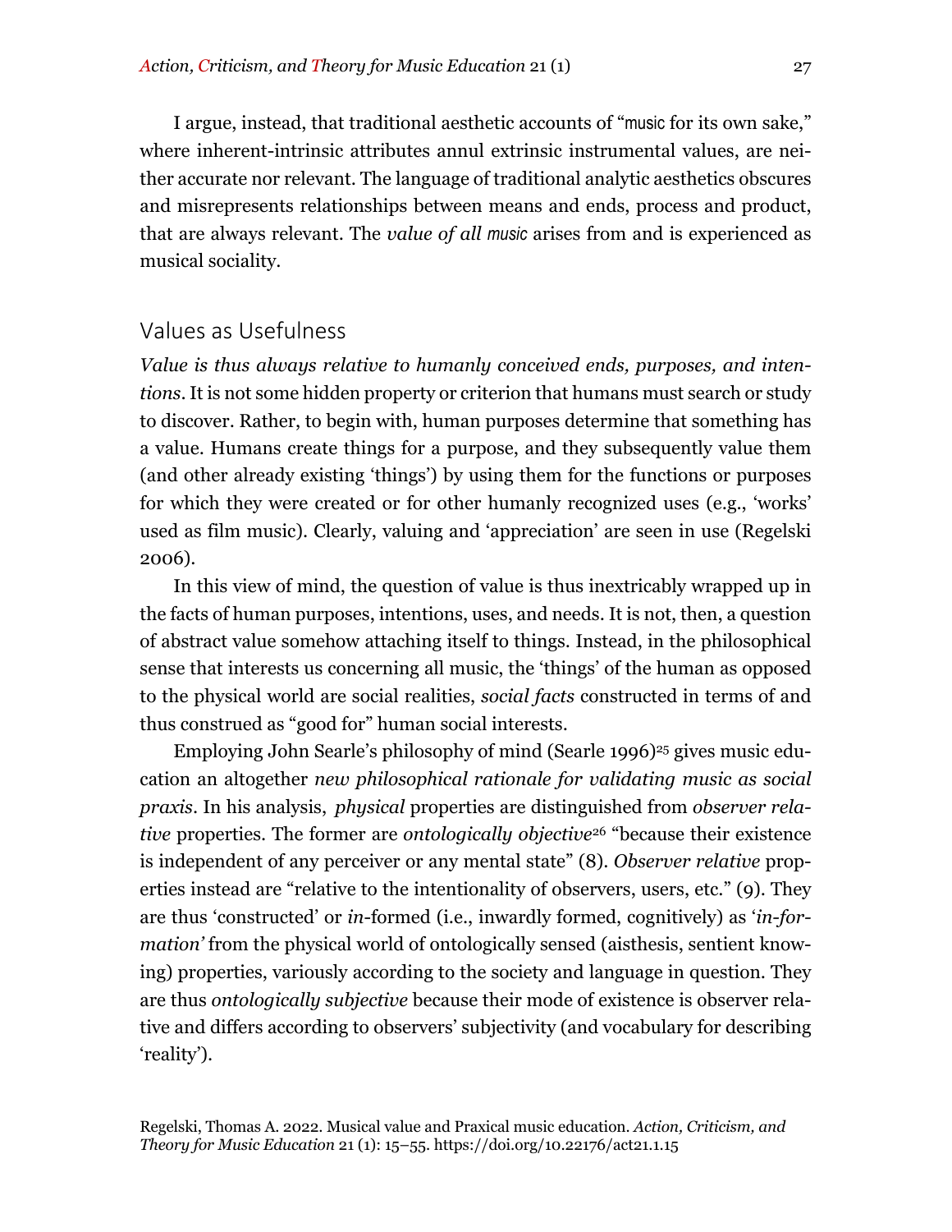I argue, instead, that traditional aesthetic accounts of "music for its own sake," where inherent-intrinsic attributes annul extrinsic instrumental values, are neither accurate nor relevant. The language of traditional analytic aesthetics obscures and misrepresents relationships between means and ends, process and product, that are always relevant. The *value of all music* arises from and is experienced as musical sociality.

## Values as Usefulness

*Value is thus always relative to humanly conceived ends, purposes, and intentions*. It is not some hidden property or criterion that humans must search or study to discover. Rather, to begin with, human purposes determine that something has a value. Humans create things for a purpose, and they subsequently value them (and other already existing 'things') by using them for the functions or purposes for which they were created or for other humanly recognized uses (e.g., 'works' used as film music). Clearly, valuing and 'appreciation' are seen in use (Regelski 2006).

In this view of mind, the question of value is thus inextricably wrapped up in the facts of human purposes, intentions, uses, and needs. It is not, then, a question of abstract value somehow attaching itself to things. Instead, in the philosophical sense that interests us concerning all music, the 'things' of the human as opposed to the physical world are social realities, *social facts* constructed in terms of and thus construed as "good for" human social interests.

Employing John Searle's philosophy of mind (Searle 1996)[25] gives music education an altogether *new philosophical rationale for validating music as social praxis*. In his analysis, *physical* properties are distinguished from *observer relative* properties. The former are *ontologically objective*[26] "because their existence is independent of any perceiver or any mental state" (8). *Observer relative* properties instead are "relative to the intentionality of observers, users, etc." (9). They are thus 'constructed' or *in*-formed (i.e., inwardly formed, cognitively) as '*in-formation'* from the physical world of ontologically sensed (aisthesis, sentient knowing) properties, variously according to the society and language in question. They are thus *ontologically subjective* because their mode of existence is observer relative and differs according to observers' subjectivity (and vocabulary for describing 'reality').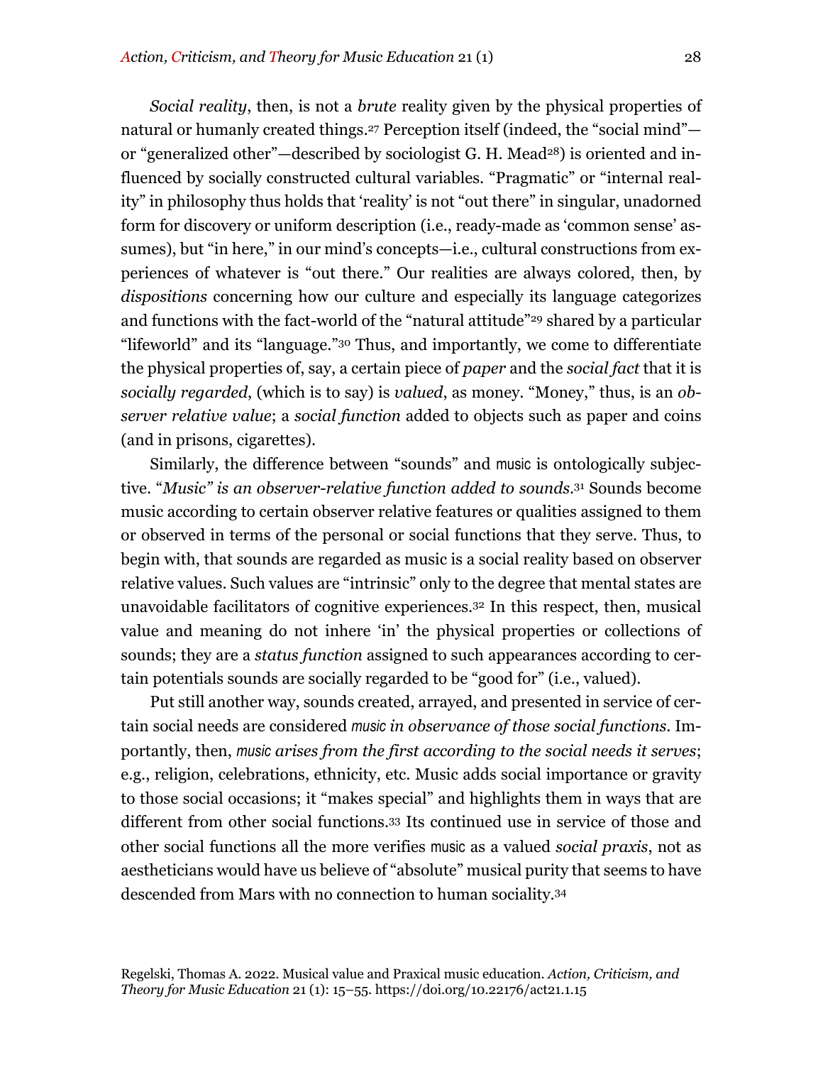*Social reality*, then, is not a *brute* reality given by the physical properties of natural or humanly created things.[27] Perception itself (indeed, the "social mind"—or "generalized other"—described by sociologist G. H. Mead[28]) is oriented and influenced by socially constructed cultural variables. "Pragmatic" or "internal reality" in philosophy thus holds that 'reality' is not "out there" in singular, unadorned form for discovery or uniform description (i.e., ready-made as 'common sense' assumes), but "in here," in our mind's concepts—i.e., cultural constructions from experiences of whatever is "out there." Our realities are always colored, then, by *dispositions* concerning how our culture and especially its language categorizes and functions with the fact-world of the "natural attitude"[29] shared by a particular "lifeworld" and its "language."[30] Thus, and importantly, we come to differentiate the physical properties of, say, a certain piece of *paper* and the *social fact* that it is *socially regarded*, (which is to say) is *valued*, as money. "Money," thus, is an *observer relative value*; a *social function* added to objects such as paper and coins (and in prisons, cigarettes).

Similarly, the difference between "sounds" and music is ontologically subjective. "*Music" is an observer-relative function added to sounds*.[31] Sounds become music according to certain observer relative features or qualities assigned to them or observed in terms of the personal or social functions that they serve. Thus, to begin with, that sounds are regarded as music is a social reality based on observer relative values. Such values are "intrinsic" only to the degree that mental states are unavoidable facilitators of cognitive experiences.[32] In this respect, then, musical value and meaning do not inhere 'in' the physical properties or collections of sounds; they are a *status function* assigned to such appearances according to certain potentials sounds are socially regarded to be "good for" (i.e., valued).

Put still another way, sounds created, arrayed, and presented in service of certain social needs are considered *music in observance of those social functions*. Importantly, then, *music arises from the first according to the social needs it serves*; e.g., religion, celebrations, ethnicity, etc. Music adds social importance or gravity to those social occasions; it "makes special" and highlights them in ways that are different from other social functions.[33] Its continued use in service of those and other social functions all the more verifies music as a valued *social praxis*, not as aestheticians would have us believe of "absolute" musical purity that seems to have descended from Mars with no connection to human sociality.[34]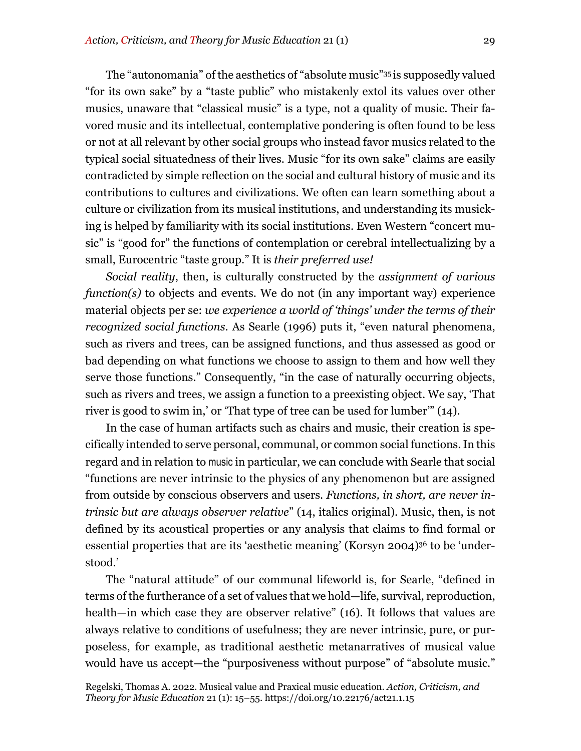The "autonomania" of the aesthetics of "absolute music"[35] is supposedly valued "for its own sake" by a "taste public" who mistakenly extol its values over other musics, unaware that "classical music" is a type, not a quality of music. Their favored music and its intellectual, contemplative pondering is often found to be less or not at all relevant by other social groups who instead favor musics related to the typical social situatedness of their lives. Music "for its own sake" claims are easily contradicted by simple reflection on the social and cultural history of music and its contributions to cultures and civilizations. We often can learn something about a culture or civilization from its musical institutions, and understanding its musicking is helped by familiarity with its social institutions. Even Western "concert music" is "good for" the functions of contemplation or cerebral intellectualizing by a small, Eurocentric "taste group." It is *their preferred use!*

*Social reality*, then, is culturally constructed by the *assignment of various function(s)* to objects and events. We do not (in any important way) experience material objects per se: *we experience a world of 'things' under the terms of their recognized social functions*. As Searle (1996) puts it, "even natural phenomena, such as rivers and trees, can be assigned functions, and thus assessed as good or bad depending on what functions we choose to assign to them and how well they serve those functions." Consequently, "in the case of naturally occurring objects, such as rivers and trees, we assign a function to a preexisting object. We say, 'That river is good to swim in,' or 'That type of tree can be used for lumber'" (14).

In the case of human artifacts such as chairs and music, their creation is specifically intended to serve personal, communal, or common social functions. In this regard and in relation to music in particular, we can conclude with Searle that social "functions are never intrinsic to the physics of any phenomenon but are assigned from outside by conscious observers and users. *Functions, in short, are never intrinsic but are always observer relative*" (14, italics original). Music, then, is not defined by its acoustical properties or any analysis that claims to find formal or essential properties that are its 'aesthetic meaning' (Korsyn 2004)[36] to be 'understood.'

The "natural attitude" of our communal lifeworld is, for Searle, "defined in terms of the furtherance of a set of values that we hold—life, survival, reproduction, health—in which case they are observer relative" (16). It follows that values are always relative to conditions of usefulness; they are never intrinsic, pure, or purposeless, for example, as traditional aesthetic metanarratives of musical value would have us accept—the "purposiveness without purpose" of "absolute music."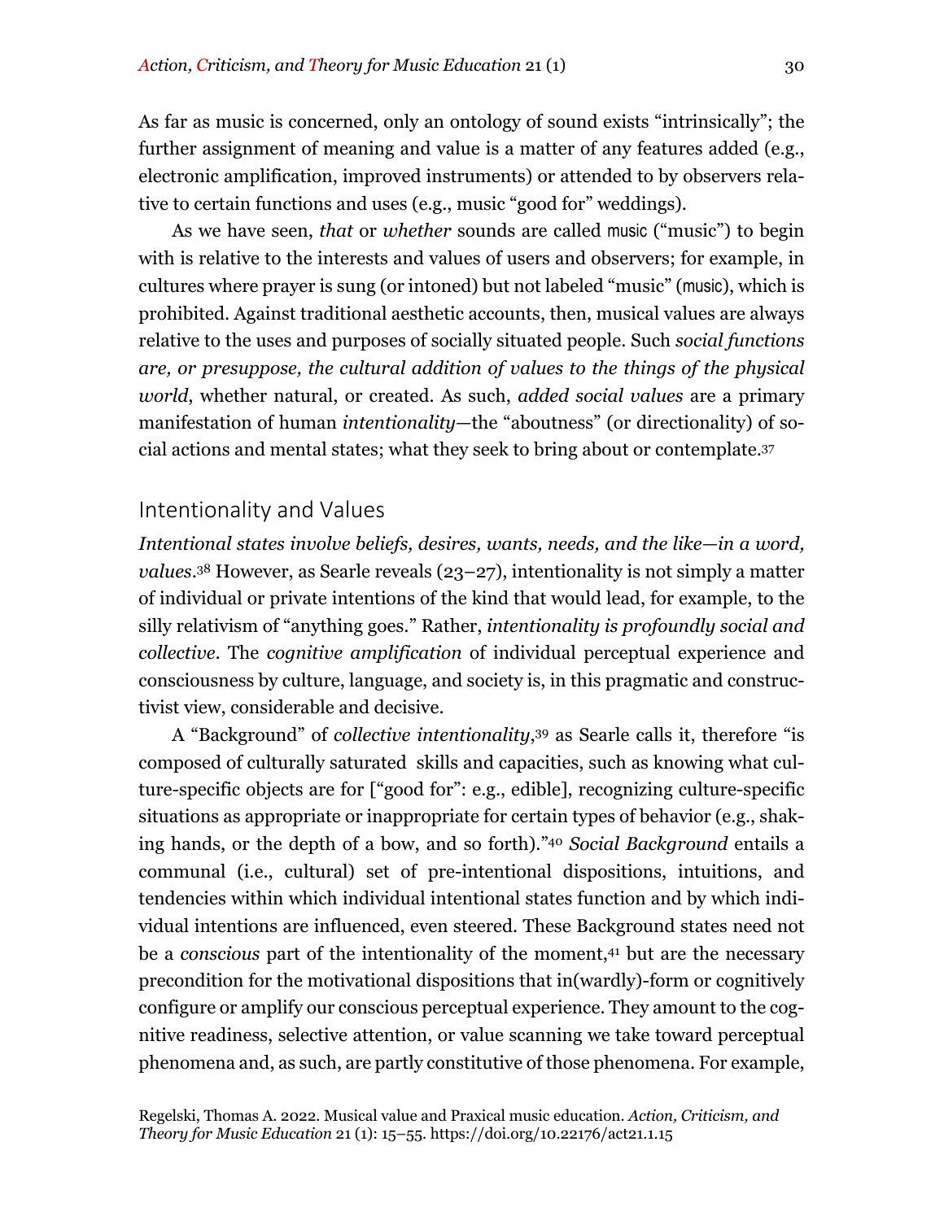As far as music is concerned, only an ontology of sound exists "intrinsically"; the further assignment of meaning and value is a matter of any features added (e.g., electronic amplification, improved instruments) or attended to by observers relative to certain functions and uses (e.g., music "good for" weddings).

As we have seen, *that* or *whether* sounds are called music ("music") to begin with is relative to the interests and values of users and observers; for example, in cultures where prayer is sung (or intoned) but not labeled "music" (music), which is prohibited. Against traditional aesthetic accounts, then, musical values are always relative to the uses and purposes of socially situated people. Such *social functions are, or presuppose, the cultural addition of values to the things of the physical world*, whether natural, or created. As such, *added social values* are a primary manifestation of human *intentionality*—the "aboutness" (or directionality) of social actions and mental states; what they seek to bring about or contemplate.[37]

## Intentionality and Values

*Intentional states involve beliefs, desires, wants, needs, and the like—in a word, values*.[38] However, as Searle reveals (23–27), intentionality is not simply a matter of individual or private intentions of the kind that would lead, for example, to the silly relativism of "anything goes." Rather, *intentionality is profoundly social and collective*. The *cognitive amplification* of individual perceptual experience and consciousness by culture, language, and society is, in this pragmatic and constructivist view, considerable and decisive.

A "Background" of *collective intentionality*,[39] as Searle calls it, therefore "is composed of culturally saturated skills and capacities, such as knowing what culture-specific objects are for ["good for": e.g., edible], recognizing culture-specific situations as appropriate or inappropriate for certain types of behavior (e.g., shaking hands, or the depth of a bow, and so forth)."[40] *Social Background* entails a communal (i.e., cultural) set of pre-intentional dispositions, intuitions, and tendencies within which individual intentional states function and by which individual intentions are influenced, even steered. These Background states need not be a *conscious* part of the intentionality of the moment,[41] but are the necessary precondition for the motivational dispositions that in(wardly)-form or cognitively configure or amplify our conscious perceptual experience. They amount to the cognitive readiness, selective attention, or value scanning we take toward perceptual phenomena and, as such, are partly constitutive of those phenomena. For example,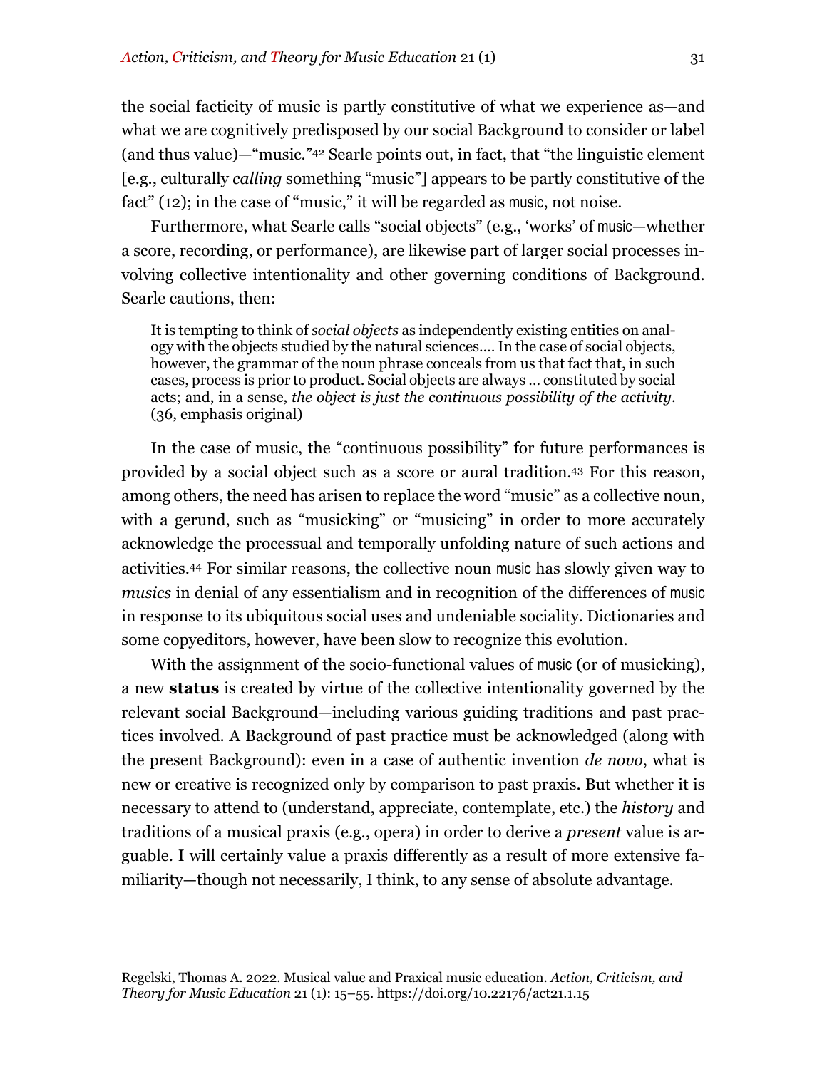the social facticity of music is partly constitutive of what we experience as—and what we are cognitively predisposed by our social Background to consider or label (and thus value)—"music."[42] Searle points out, in fact, that "the linguistic element [e.g., culturally *calling* something "music"] appears to be partly constitutive of the fact" (12); in the case of "music," it will be regarded as music, not noise.

Furthermore, what Searle calls "social objects" (e.g., 'works' of music—whether a score, recording, or performance), are likewise part of larger social processes involving collective intentionality and other governing conditions of Background. Searle cautions, then:

> It is tempting to think of *social objects* as independently existing entities on analogy with the objects studied by the natural sciences.… In the case of social objects, however, the grammar of the noun phrase conceals from us that fact that, in such cases, process is prior to product. Social objects are always … constituted by social acts; and, in a sense, *the object is just the continuous possibility of the activity*. (36, emphasis original)

In the case of music, the "continuous possibility" for future performances is provided by a social object such as a score or aural tradition.[43] For this reason, among others, the need has arisen to replace the word "music" as a collective noun, with a gerund, such as "musicking" or "musicing" in order to more accurately acknowledge the processual and temporally unfolding nature of such actions and activities.[44] For similar reasons, the collective noun music has slowly given way to *musics* in denial of any essentialism and in recognition of the differences of music in response to its ubiquitous social uses and undeniable sociality. Dictionaries and some copyeditors, however, have been slow to recognize this evolution.

With the assignment of the socio-functional values of music (or of musicking), a new **status** is created by virtue of the collective intentionality governed by the relevant social Background—including various guiding traditions and past practices involved. A Background of past practice must be acknowledged (along with the present Background): even in a case of authentic invention *de novo*, what is new or creative is recognized only by comparison to past praxis. But whether it is necessary to attend to (understand, appreciate, contemplate, etc.) the *history* and traditions of a musical praxis (e.g., opera) in order to derive a *present* value is arguable. I will certainly value a praxis differently as a result of more extensive familiarity—though not necessarily, I think, to any sense of absolute advantage.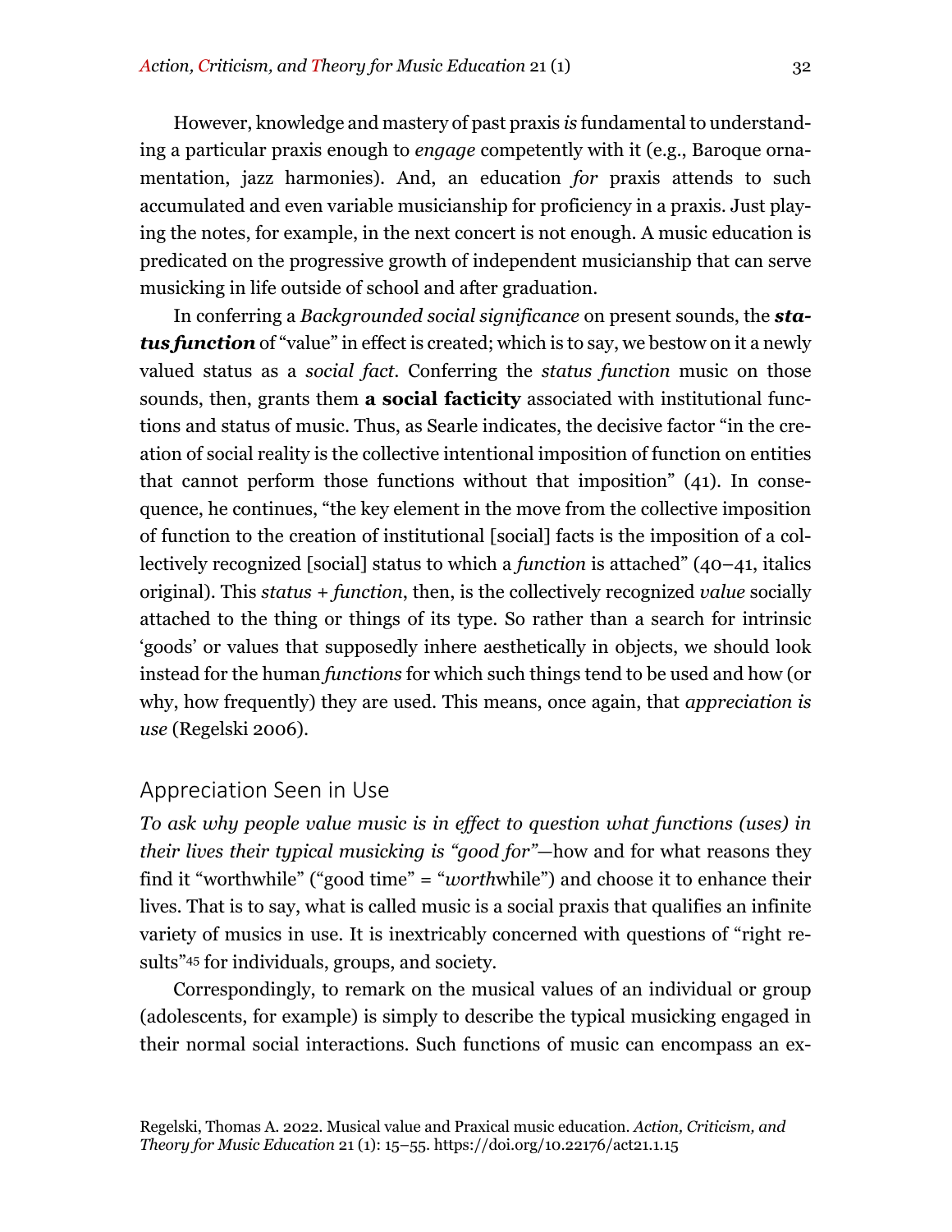However, knowledge and mastery of past praxis *is* fundamental to understanding a particular praxis enough to *engage* competently with it (e.g., Baroque ornamentation, jazz harmonies). And, an education *for* praxis attends to such accumulated and even variable musicianship for proficiency in a praxis. Just playing the notes, for example, in the next concert is not enough. A music education is predicated on the progressive growth of independent musicianship that can serve musicking in life outside of school and after graduation.

In conferring a *Backgrounded social significance* on present sounds, the ***status function*** of "value" in effect is created; which is to say, we bestow on it a newly valued status as a *social fact*. Conferring the *status function* music on those sounds, then, grants them **a social facticity** associated with institutional functions and status of music. Thus, as Searle indicates, the decisive factor "in the creation of social reality is the collective intentional imposition of function on entities that cannot perform those functions without that imposition" (41). In consequence, he continues, "the key element in the move from the collective imposition of function to the creation of institutional [social] facts is the imposition of a collectively recognized [social] status to which a *function* is attached" (40–41, italics original). This *status + function*, then, is the collectively recognized *value* socially attached to the thing or things of its type. So rather than a search for intrinsic 'goods' or values that supposedly inhere aesthetically in objects, we should look instead for the human *functions* for which such things tend to be used and how (or why, how frequently) they are used. This means, once again, that *appreciation is use* (Regelski 2006).

## Appreciation Seen in Use

*To ask why people value music is in effect to question what functions (uses) in their lives their typical musicking is "good for"*—how and for what reasons they find it "worthwhile" ("good time" = "*worth*while") and choose it to enhance their lives. That is to say, what is called music is a social praxis that qualifies an infinite variety of musics in use. It is inextricably concerned with questions of "right results"[45] for individuals, groups, and society.

Correspondingly, to remark on the musical values of an individual or group (adolescents, for example) is simply to describe the typical musicking engaged in their normal social interactions. Such functions of music can encompass an ex-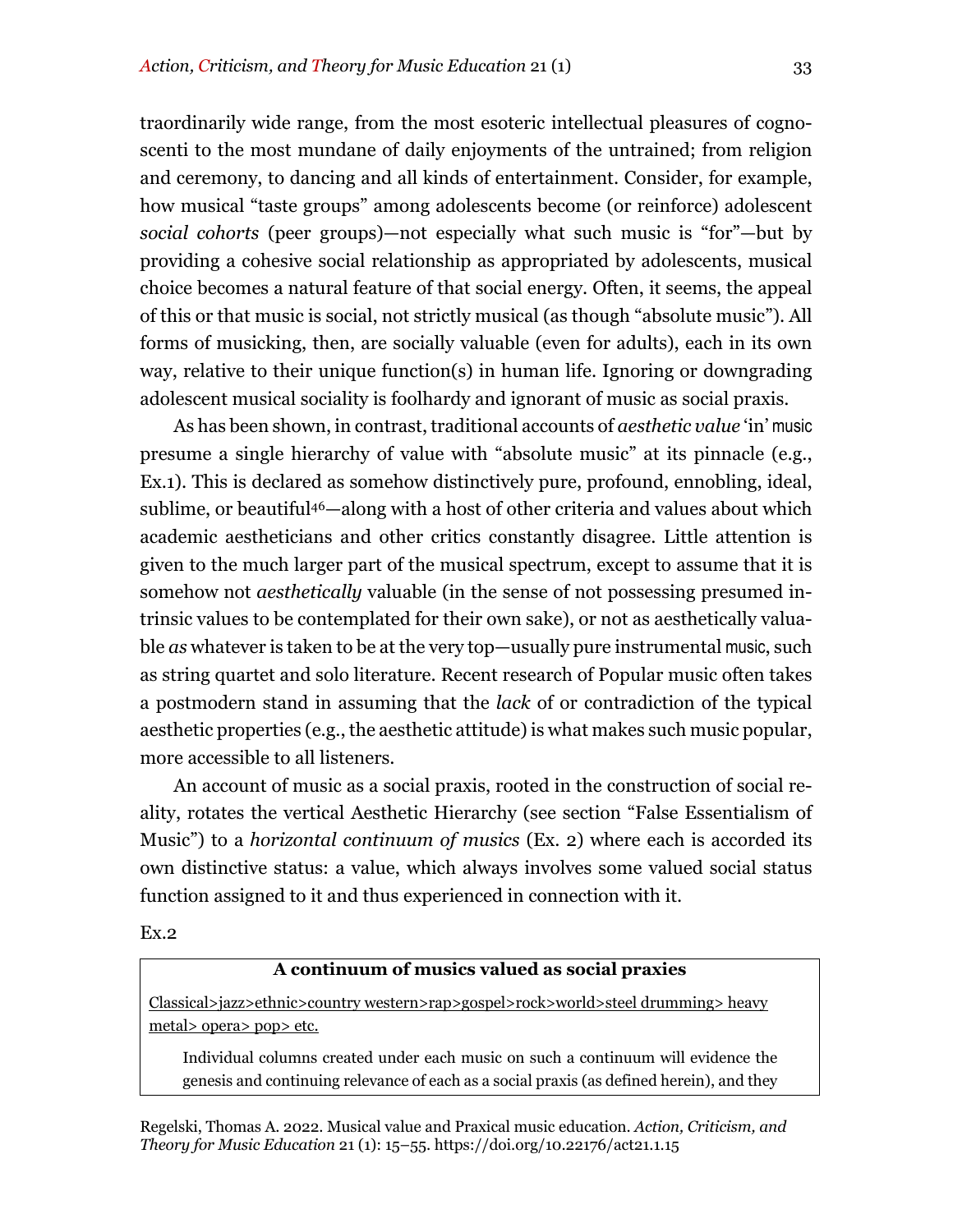traordinarily wide range, from the most esoteric intellectual pleasures of cognoscenti to the most mundane of daily enjoyments of the untrained; from religion and ceremony, to dancing and all kinds of entertainment. Consider, for example, how musical "taste groups" among adolescents become (or reinforce) adolescent *social cohorts* (peer groups)—not especially what such music is "for"—but by providing a cohesive social relationship as appropriated by adolescents, musical choice becomes a natural feature of that social energy. Often, it seems, the appeal of this or that music is social, not strictly musical (as though "absolute music"). All forms of musicking, then, are socially valuable (even for adults), each in its own way, relative to their unique function(s) in human life. Ignoring or downgrading adolescent musical sociality is foolhardy and ignorant of music as social praxis.

As has been shown, in contrast, traditional accounts of *aesthetic value* 'in' music presume a single hierarchy of value with "absolute music" at its pinnacle (e.g., Ex.1). This is declared as somehow distinctively pure, profound, ennobling, ideal, sublime, or beautiful[46]—along with a host of other criteria and values about which academic aestheticians and other critics constantly disagree. Little attention is given to the much larger part of the musical spectrum, except to assume that it is somehow not *aesthetically* valuable (in the sense of not possessing presumed intrinsic values to be contemplated for their own sake), or not as aesthetically valuable *as* whatever is taken to be at the very top—usually pure instrumental music, such as string quartet and solo literature. Recent research of Popular music often takes a postmodern stand in assuming that the *lack* of or contradiction of the typical aesthetic properties (e.g., the aesthetic attitude) is what makes such music popular, more accessible to all listeners.

An account of music as a social praxis, rooted in the construction of social reality, rotates the vertical Aesthetic Hierarchy (see section "False Essentialism of Music") to a *horizontal continuum of musics* (Ex. 2) where each is accorded its own distinctive status: a value, which always involves some valued social status function assigned to it and thus experienced in connection with it.

Ex.2

| **A continuum of musics valued as social praxies** |
|---|
| Classical>jazz>ethnic>country western>rap>gospel>rock>world>steel drumming> heavy metal> opera> pop> etc. |
| Individual columns created under each music on such a continuum will evidence the genesis and continuing relevance of each as a social praxis (as defined herein), and they |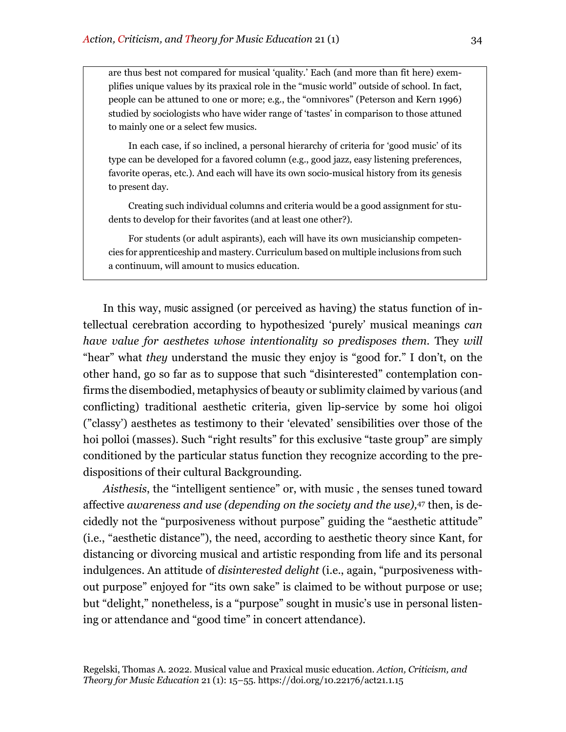are thus best not compared for musical 'quality.' Each (and more than fit here) exemplifies unique values by its praxical role in the "music world" outside of school. In fact, people can be attuned to one or more; e.g., the "omnivores" (Peterson and Kern 1996) studied by sociologists who have wider range of 'tastes' in comparison to those attuned to mainly one or a select few musics.

In each case, if so inclined, a personal hierarchy of criteria for 'good music' of its type can be developed for a favored column (e.g., good jazz, easy listening preferences, favorite operas, etc.). And each will have its own socio-musical history from its genesis to present day.

Creating such individual columns and criteria would be a good assignment for students to develop for their favorites (and at least one other?).

For students (or adult aspirants), each will have its own musicianship competencies for apprenticeship and mastery. Curriculum based on multiple inclusions from such a continuum, will amount to musics education.

In this way, music assigned (or perceived as having) the status function of intellectual cerebration according to hypothesized 'purely' musical meanings *can have value for aesthetes whose intentionality so predisposes them*. They *will* "hear" what *they* understand the music they enjoy is "good for." I don't, on the other hand, go so far as to suppose that such "disinterested" contemplation confirms the disembodied, metaphysics of beauty or sublimity claimed by various (and conflicting) traditional aesthetic criteria, given lip-service by some hoi oligoi ("classy') aesthetes as testimony to their 'elevated' sensibilities over those of the hoi polloi (masses). Such "right results" for this exclusive "taste group" are simply conditioned by the particular status function they recognize according to the predispositions of their cultural Backgrounding.

*Aisthesis*, the "intelligent sentience" or, with music , the senses tuned toward affective *awareness and use (depending on the society and the use),*[47] then, is decidedly not the "purposiveness without purpose" guiding the "aesthetic attitude" (i.e., "aesthetic distance"), the need, according to aesthetic theory since Kant, for distancing or divorcing musical and artistic responding from life and its personal indulgences. An attitude of *disinterested delight* (i.e., again, "purposiveness without purpose" enjoyed for "its own sake" is claimed to be without purpose or use; but "delight," nonetheless, is a "purpose" sought in music's use in personal listening or attendance and "good time" in concert attendance).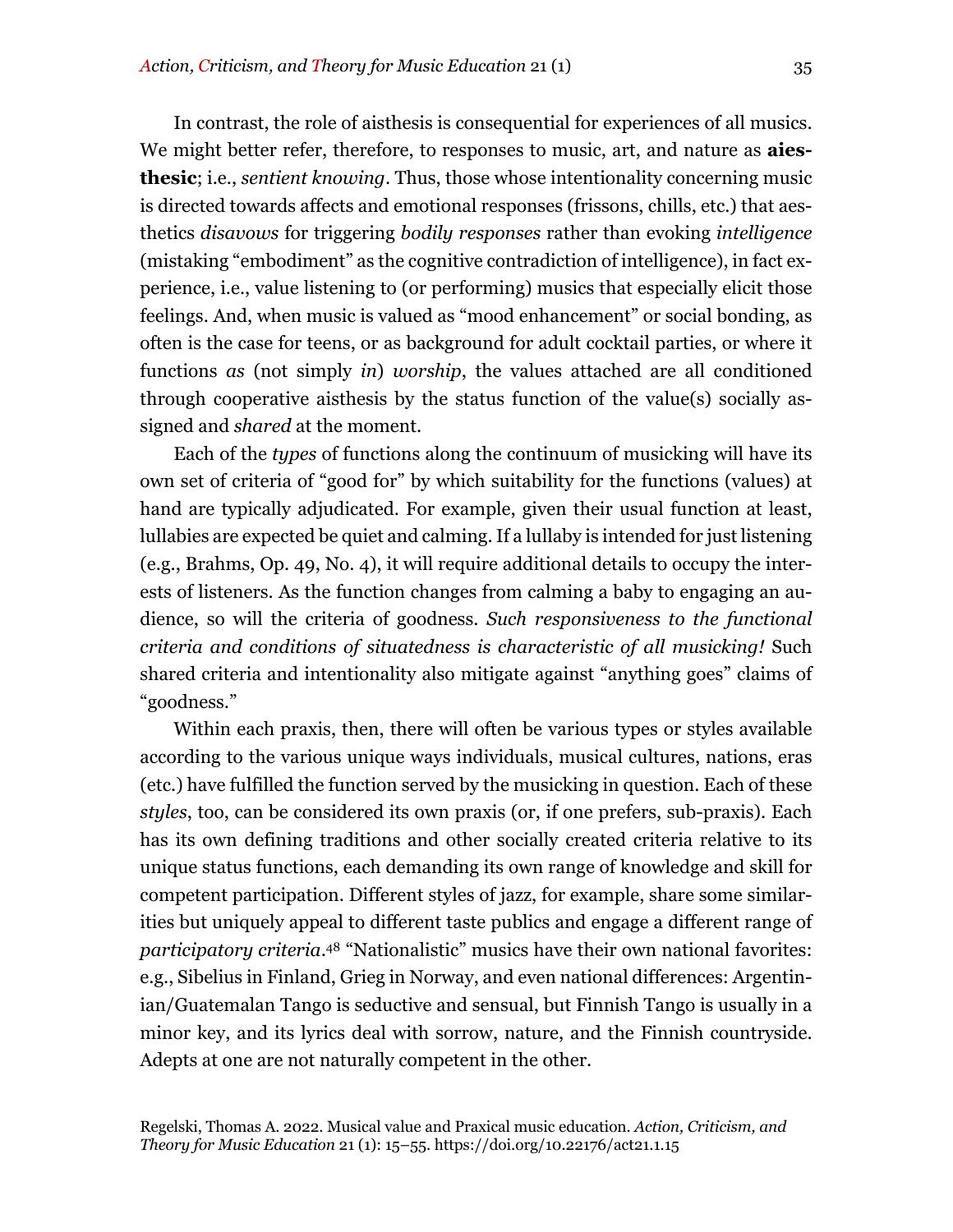In contrast, the role of aisthesis is consequential for experiences of all musics. We might better refer, therefore, to responses to music, art, and nature as **aiesthesic**; i.e., *sentient knowing*. Thus, those whose intentionality concerning music is directed towards affects and emotional responses (frissons, chills, etc.) that aesthetics *disavows* for triggering *bodily responses* rather than evoking *intelligence* (mistaking "embodiment" as the cognitive contradiction of intelligence), in fact experience, i.e., value listening to (or performing) musics that especially elicit those feelings. And, when music is valued as "mood enhancement" or social bonding, as often is the case for teens, or as background for adult cocktail parties, or where it functions *as* (not simply *in*) *worship*, the values attached are all conditioned through cooperative aisthesis by the status function of the value(s) socially assigned and *shared* at the moment.

Each of the *types* of functions along the continuum of musicking will have its own set of criteria of "good for" by which suitability for the functions (values) at hand are typically adjudicated. For example, given their usual function at least, lullabies are expected be quiet and calming. If a lullaby is intended for just listening (e.g., Brahms, Op. 49, No. 4), it will require additional details to occupy the interests of listeners. As the function changes from calming a baby to engaging an audience, so will the criteria of goodness. *Such responsiveness to the functional criteria and conditions of situatedness is characteristic of all musicking!* Such shared criteria and intentionality also mitigate against "anything goes" claims of "goodness."

Within each praxis, then, there will often be various types or styles available according to the various unique ways individuals, musical cultures, nations, eras (etc.) have fulfilled the function served by the musicking in question. Each of these *styles*, too, can be considered its own praxis (or, if one prefers, sub-praxis). Each has its own defining traditions and other socially created criteria relative to its unique status functions, each demanding its own range of knowledge and skill for competent participation. Different styles of jazz, for example, share some similarities but uniquely appeal to different taste publics and engage a different range of *participatory criteria*.[48] "Nationalistic" musics have their own national favorites: e.g., Sibelius in Finland, Grieg in Norway, and even national differences: Argentinian/Guatemalan Tango is seductive and sensual, but Finnish Tango is usually in a minor key, and its lyrics deal with sorrow, nature, and the Finnish countryside. Adepts at one are not naturally competent in the other.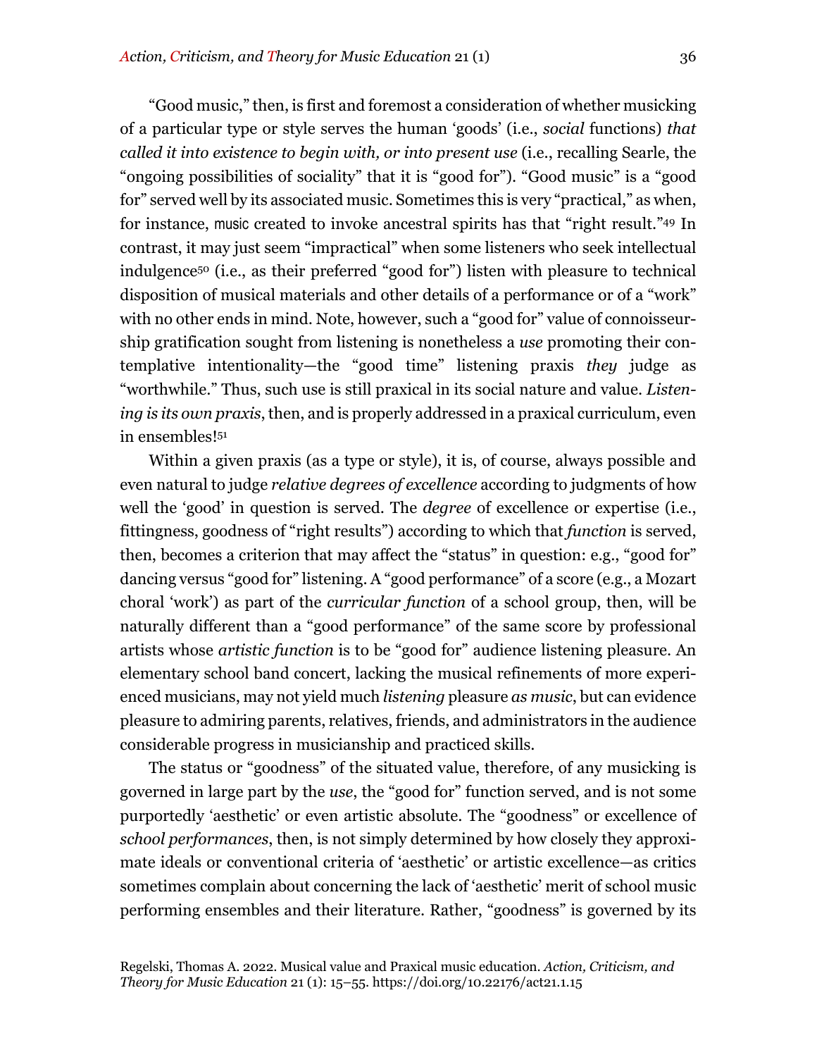"Good music," then, is first and foremost a consideration of whether musicking of a particular type or style serves the human 'goods' (i.e., *social* functions) *that called it into existence to begin with, or into present use* (i.e., recalling Searle, the "ongoing possibilities of sociality" that it is "good for"). "Good music" is a "good for" served well by its associated music. Sometimes this is very "practical," as when, for instance, music created to invoke ancestral spirits has that "right result."[49] In contrast, it may just seem "impractical" when some listeners who seek intellectual indulgence[50] (i.e., as their preferred "good for") listen with pleasure to technical disposition of musical materials and other details of a performance or of a "work" with no other ends in mind. Note, however, such a "good for" value of connoisseurship gratification sought from listening is nonetheless a *use* promoting their contemplative intentionality—the "good time" listening praxis *they* judge as "worthwhile." Thus, such use is still praxical in its social nature and value. *Listening is its own praxis*, then, and is properly addressed in a praxical curriculum, even in ensembles![51]

Within a given praxis (as a type or style), it is, of course, always possible and even natural to judge *relative degrees of excellence* according to judgments of how well the 'good' in question is served. The *degree* of excellence or expertise (i.e., fittingness, goodness of "right results") according to which that *function* is served, then, becomes a criterion that may affect the "status" in question: e.g., "good for" dancing versus "good for" listening. A "good performance" of a score (e.g., a Mozart choral 'work') as part of the *curricular function* of a school group, then, will be naturally different than a "good performance" of the same score by professional artists whose *artistic function* is to be "good for" audience listening pleasure. An elementary school band concert, lacking the musical refinements of more experienced musicians, may not yield much *listening* pleasure *as music*, but can evidence pleasure to admiring parents, relatives, friends, and administrators in the audience considerable progress in musicianship and practiced skills.

The status or "goodness" of the situated value, therefore, of any musicking is governed in large part by the *use*, the "good for" function served, and is not some purportedly 'aesthetic' or even artistic absolute. The "goodness" or excellence of *school performances*, then, is not simply determined by how closely they approximate ideals or conventional criteria of 'aesthetic' or artistic excellence—as critics sometimes complain about concerning the lack of 'aesthetic' merit of school music performing ensembles and their literature. Rather, "goodness" is governed by its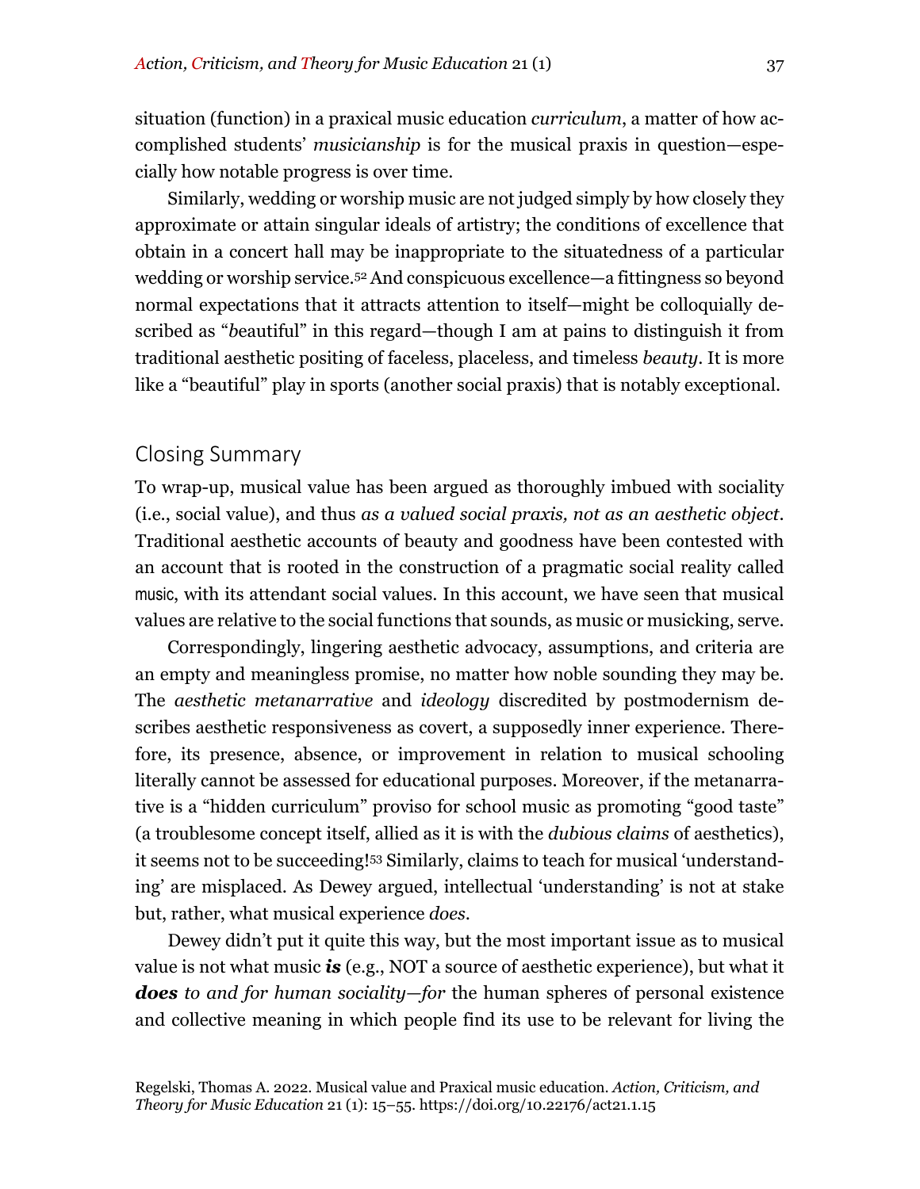situation (function) in a praxical music education *curriculum*, a matter of how accomplished students' *musicianship* is for the musical praxis in question—especially how notable progress is over time.

Similarly, wedding or worship music are not judged simply by how closely they approximate or attain singular ideals of artistry; the conditions of excellence that obtain in a concert hall may be inappropriate to the situatedness of a particular wedding or worship service.[52] And conspicuous excellence—a fittingness so beyond normal expectations that it attracts attention to itself—might be colloquially described as "*b*eautiful" in this regard—though I am at pains to distinguish it from traditional aesthetic positing of faceless, placeless, and timeless *beauty*. It is more like a "beautiful" play in sports (another social praxis) that is notably exceptional.

## Closing Summary

To wrap-up, musical value has been argued as thoroughly imbued with sociality (i.e., social value), and thus *as a valued social praxis, not as an aesthetic object*. Traditional aesthetic accounts of beauty and goodness have been contested with an account that is rooted in the construction of a pragmatic social reality called music, with its attendant social values. In this account, we have seen that musical values are relative to the social functions that sounds, as music or musicking, serve.

Correspondingly, lingering aesthetic advocacy, assumptions, and criteria are an empty and meaningless promise, no matter how noble sounding they may be. The *aesthetic metanarrative* and *ideology* discredited by postmodernism describes aesthetic responsiveness as covert, a supposedly inner experience. Therefore, its presence, absence, or improvement in relation to musical schooling literally cannot be assessed for educational purposes. Moreover, if the metanarrative is a "hidden curriculum" proviso for school music as promoting "good taste" (a troublesome concept itself, allied as it is with the *dubious claims* of aesthetics), it seems not to be succeeding![53] Similarly, claims to teach for musical 'understanding' are misplaced. As Dewey argued, intellectual 'understanding' is not at stake but, rather, what musical experience *does*.

Dewey didn't put it quite this way, but the most important issue as to musical value is not what music ***is*** (e.g., NOT a source of aesthetic experience), but what it ***does*** *to and for human sociality—for* the human spheres of personal existence and collective meaning in which people find its use to be relevant for living the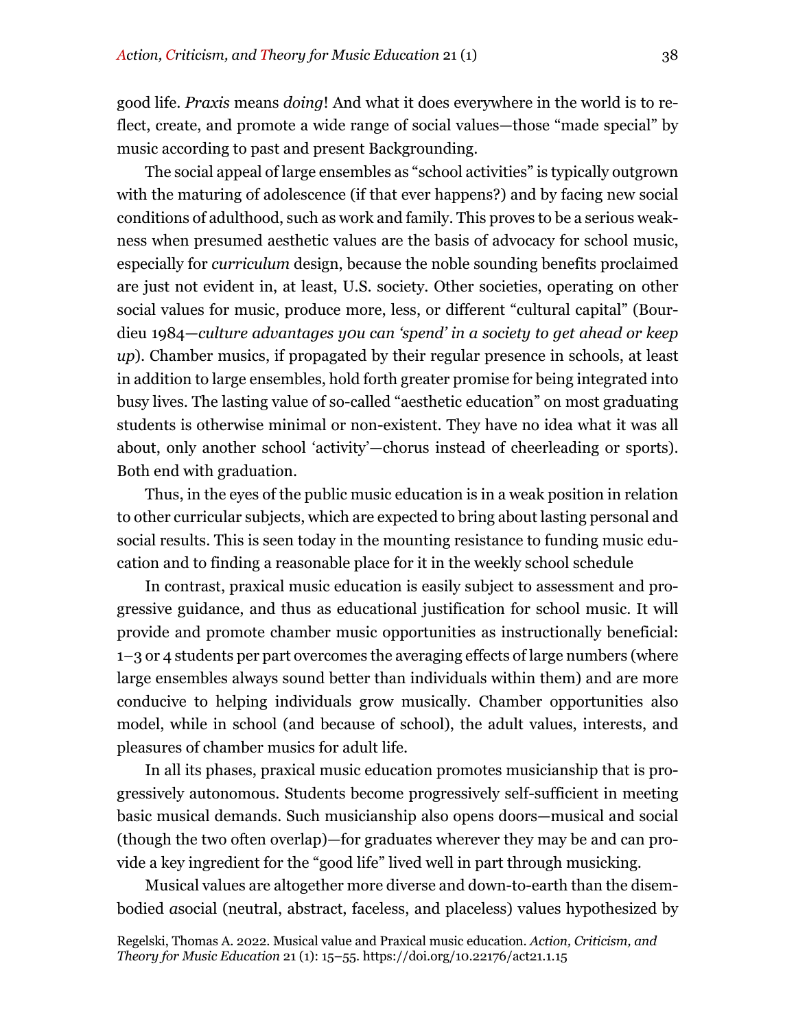good life. *Praxis* means *doing*! And what it does everywhere in the world is to reflect, create, and promote a wide range of social values—those "made special" by music according to past and present Backgrounding.

The social appeal of large ensembles as "school activities" is typically outgrown with the maturing of adolescence (if that ever happens?) and by facing new social conditions of adulthood, such as work and family. This proves to be a serious weakness when presumed aesthetic values are the basis of advocacy for school music, especially for *curriculum* design, because the noble sounding benefits proclaimed are just not evident in, at least, U.S. society. Other societies, operating on other social values for music, produce more, less, or different "cultural capital" (Bourdieu 1984—*culture advantages you can 'spend' in a society to get ahead or keep up*). Chamber musics, if propagated by their regular presence in schools, at least in addition to large ensembles, hold forth greater promise for being integrated into busy lives. The lasting value of so-called "aesthetic education" on most graduating students is otherwise minimal or non-existent. They have no idea what it was all about, only another school 'activity'—chorus instead of cheerleading or sports). Both end with graduation.

Thus, in the eyes of the public music education is in a weak position in relation to other curricular subjects, which are expected to bring about lasting personal and social results. This is seen today in the mounting resistance to funding music education and to finding a reasonable place for it in the weekly school schedule

In contrast, praxical music education is easily subject to assessment and progressive guidance, and thus as educational justification for school music. It will provide and promote chamber music opportunities as instructionally beneficial: 1–3 or 4 students per part overcomes the averaging effects of large numbers (where large ensembles always sound better than individuals within them) and are more conducive to helping individuals grow musically. Chamber opportunities also model, while in school (and because of school), the adult values, interests, and pleasures of chamber musics for adult life.

In all its phases, praxical music education promotes musicianship that is progressively autonomous. Students become progressively self-sufficient in meeting basic musical demands. Such musicianship also opens doors—musical and social (though the two often overlap)—for graduates wherever they may be and can provide a key ingredient for the "good life" lived well in part through musicking.

Musical values are altogether more diverse and down-to-earth than the disembodied *a*social (neutral, abstract, faceless, and placeless) values hypothesized by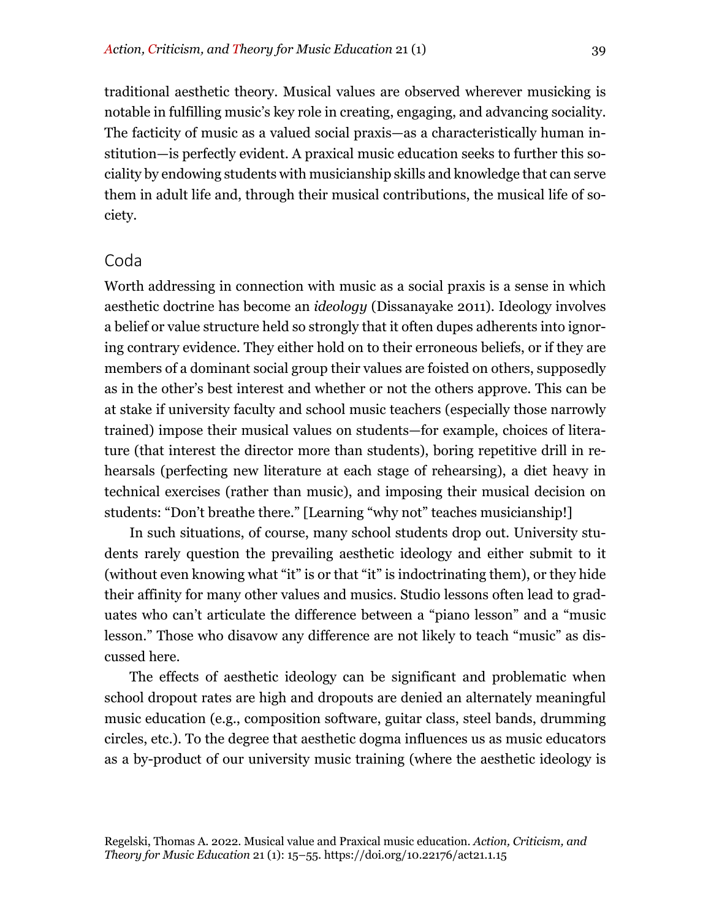traditional aesthetic theory. Musical values are observed wherever musicking is notable in fulfilling music's key role in creating, engaging, and advancing sociality. The facticity of music as a valued social praxis—as a characteristically human institution—is perfectly evident. A praxical music education seeks to further this sociality by endowing students with musicianship skills and knowledge that can serve them in adult life and, through their musical contributions, the musical life of society.

## Coda

Worth addressing in connection with music as a social praxis is a sense in which aesthetic doctrine has become an *ideology* (Dissanayake 2011). Ideology involves a belief or value structure held so strongly that it often dupes adherents into ignoring contrary evidence. They either hold on to their erroneous beliefs, or if they are members of a dominant social group their values are foisted on others, supposedly as in the other's best interest and whether or not the others approve. This can be at stake if university faculty and school music teachers (especially those narrowly trained) impose their musical values on students—for example, choices of literature (that interest the director more than students), boring repetitive drill in rehearsals (perfecting new literature at each stage of rehearsing), a diet heavy in technical exercises (rather than music), and imposing their musical decision on students: "Don't breathe there." [Learning "why not" teaches musicianship!]

In such situations, of course, many school students drop out. University students rarely question the prevailing aesthetic ideology and either submit to it (without even knowing what "it" is or that "it" is indoctrinating them), or they hide their affinity for many other values and musics. Studio lessons often lead to graduates who can't articulate the difference between a "piano lesson" and a "music lesson." Those who disavow any difference are not likely to teach "music" as discussed here.

The effects of aesthetic ideology can be significant and problematic when school dropout rates are high and dropouts are denied an alternately meaningful music education (e.g., composition software, guitar class, steel bands, drumming circles, etc.). To the degree that aesthetic dogma influences us as music educators as a by-product of our university music training (where the aesthetic ideology is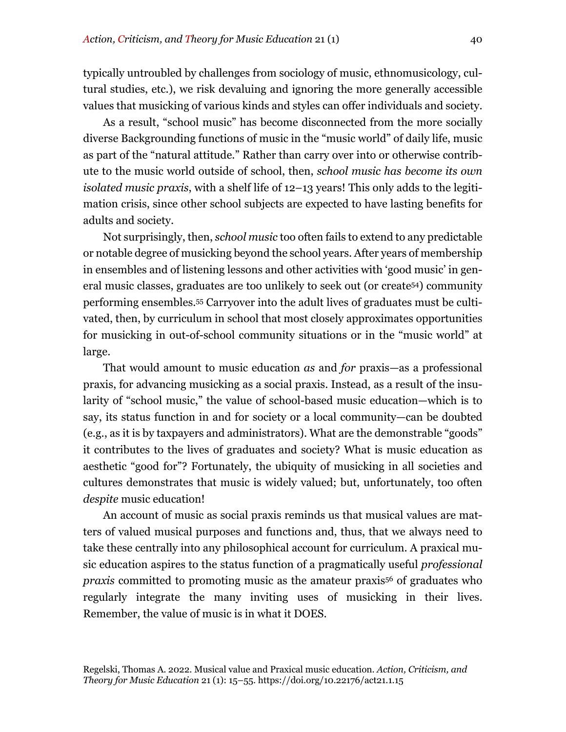typically untroubled by challenges from sociology of music, ethnomusicology, cultural studies, etc.), we risk devaluing and ignoring the more generally accessible values that musicking of various kinds and styles can offer individuals and society.

As a result, "school music" has become disconnected from the more socially diverse Backgrounding functions of music in the "music world" of daily life, music as part of the "natural attitude." Rather than carry over into or otherwise contribute to the music world outside of school, then, *school music has become its own isolated music praxis*, with a shelf life of 12–13 years! This only adds to the legitimation crisis, since other school subjects are expected to have lasting benefits for adults and society.

Not surprisingly, then, *school music* too often fails to extend to any predictable or notable degree of musicking beyond the school years. After years of membership in ensembles and of listening lessons and other activities with 'good music' in general music classes, graduates are too unlikely to seek out (or create[54]) community performing ensembles.[55] Carryover into the adult lives of graduates must be cultivated, then, by curriculum in school that most closely approximates opportunities for musicking in out-of-school community situations or in the "music world" at large.

That would amount to music education *as* and *for* praxis—as a professional praxis, for advancing musicking as a social praxis. Instead, as a result of the insularity of "school music," the value of school-based music education—which is to say, its status function in and for society or a local community—can be doubted (e.g., as it is by taxpayers and administrators). What are the demonstrable "goods" it contributes to the lives of graduates and society? What is music education as aesthetic "good for"? Fortunately, the ubiquity of musicking in all societies and cultures demonstrates that music is widely valued; but, unfortunately, too often *despite* music education!

An account of music as social praxis reminds us that musical values are matters of valued musical purposes and functions and, thus, that we always need to take these centrally into any philosophical account for curriculum. A praxical music education aspires to the status function of a pragmatically useful *professional praxis* committed to promoting music as the amateur praxis[56] of graduates who regularly integrate the many inviting uses of musicking in their lives. Remember, the value of music is in what it DOES.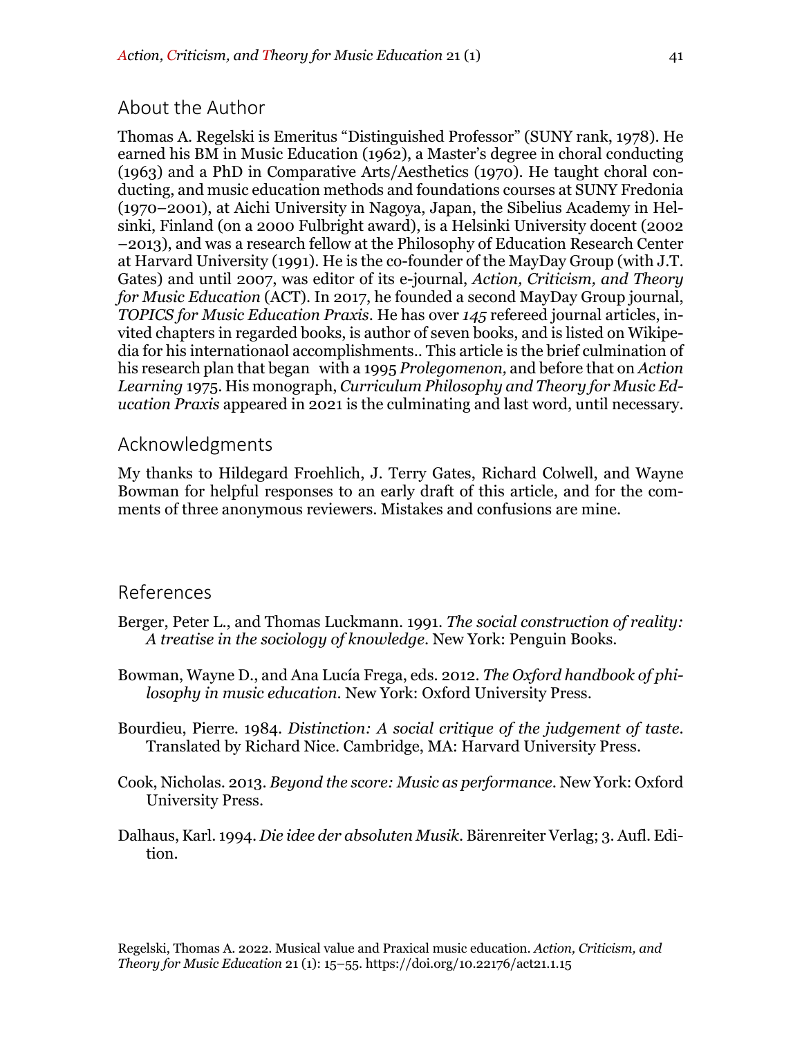## About the Author

Thomas A. Regelski is Emeritus "Distinguished Professor" (SUNY rank, 1978). He earned his BM in Music Education (1962), a Master's degree in choral conducting (1963) and a PhD in Comparative Arts/Aesthetics (1970). He taught choral conducting, and music education methods and foundations courses at SUNY Fredonia (1970–2001), at Aichi University in Nagoya, Japan, the Sibelius Academy in Helsinki, Finland (on a 2000 Fulbright award), is a Helsinki University docent (2002–2013), and was a research fellow at the Philosophy of Education Research Center at Harvard University (1991). He is the co-founder of the MayDay Group (with J.T. Gates) and until 2007, was editor of its e-journal, *Action, Criticism, and Theory for Music Education* (ACT). In 2017, he founded a second MayDay Group journal, *TOPICS for Music Education Praxis*. He has over *145* refereed journal articles, invited chapters in regarded books, is author of seven books, and is listed on Wikipedia for his internationaol accomplishments.. This article is the brief culmination of his research plan that began with a 1995 *Prolegomenon,* and before that on *Action Learning* 1975. His monograph, *Curriculum Philosophy and Theory for Music Education Praxis* appeared in 2021 is the culminating and last word, until necessary.

## Acknowledgments

My thanks to Hildegard Froehlich, J. Terry Gates, Richard Colwell, and Wayne Bowman for helpful responses to an early draft of this article, and for the comments of three anonymous reviewers. Mistakes and confusions are mine.

## References

Berger, Peter L., and Thomas Luckmann. 1991. *The social construction of reality: A treatise in the sociology of knowledge*. New York: Penguin Books.

Bowman, Wayne D., and Ana Lucía Frega, eds. 2012. *The Oxford handbook of philosophy in music education*. New York: Oxford University Press.

Bourdieu, Pierre. 1984. *Distinction: A social critique of the judgement of taste*. Translated by Richard Nice. Cambridge, MA: Harvard University Press.

Cook, Nicholas. 2013. *Beyond the score: Music as performance*. New York: Oxford University Press.

Dalhaus, Karl. 1994. *Die idee der absoluten Musik*. Bärenreiter Verlag; 3. Aufl. Edition.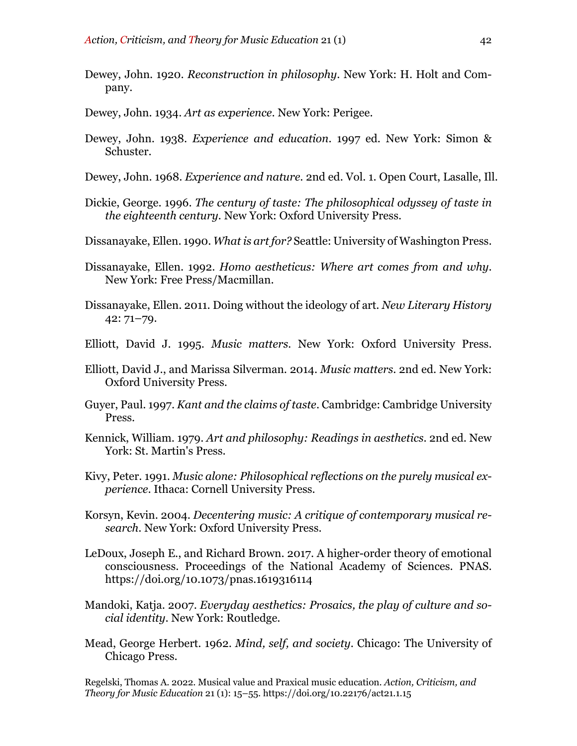Dewey, John. 1920. *Reconstruction in philosophy*. New York: H. Holt and Company.

Dewey, John. 1934. *Art as experience*. New York: Perigee.

Dewey, John. 1938. *Experience and education*. 1997 ed. New York: Simon & Schuster.

Dewey, John. 1968. *Experience and nature*. 2nd ed. Vol. 1. Open Court, Lasalle, Ill.

Dickie, George. 1996. *The century of taste: The philosophical odyssey of taste in the eighteenth century*. New York: Oxford University Press.

Dissanayake, Ellen. 1990. *What is art for?* Seattle: University of Washington Press.

Dissanayake, Ellen. 1992. *Homo aestheticus: Where art comes from and why*. New York: Free Press/Macmillan.

Dissanayake, Ellen. 2011. Doing without the ideology of art. *New Literary History* 42: 71–79.

Elliott, David J. 1995. *Music matters*. New York: Oxford University Press.

Elliott, David J., and Marissa Silverman. 2014. *Music matters*. 2nd ed. New York: Oxford University Press.

Guyer, Paul. 1997. *Kant and the claims of taste*. Cambridge: Cambridge University Press.

Kennick, William. 1979. *Art and philosophy: Readings in aesthetics*. 2nd ed. New York: St. Martin's Press.

Kivy, Peter. 1991. *Music alone: Philosophical reflections on the purely musical experience*. Ithaca: Cornell University Press.

Korsyn, Kevin. 2004. *Decentering music: A critique of contemporary musical research*. New York: Oxford University Press.

LeDoux, Joseph E., and Richard Brown. 2017. A higher-order theory of emotional consciousness. Proceedings of the National Academy of Sciences. PNAS. https://doi.org/10.1073/pnas.1619316114

Mandoki, Katja. 2007. *Everyday aesthetics: Prosaics, the play of culture and social identity*. New York: Routledge.

Mead, George Herbert. 1962. *Mind, self, and society*. Chicago: The University of Chicago Press.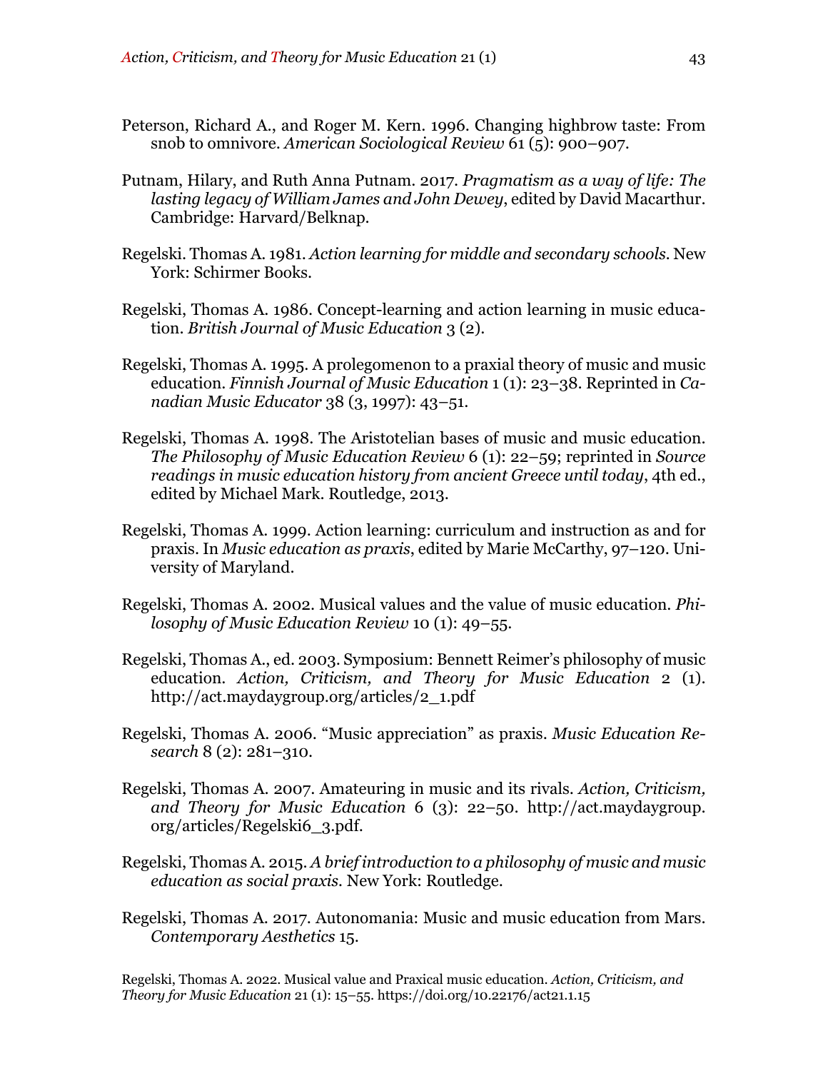Peterson, Richard A., and Roger M. Kern. 1996. Changing highbrow taste: From snob to omnivore. *American Sociological Review* 61 (5): 900–907.

Putnam, Hilary, and Ruth Anna Putnam. 2017. *Pragmatism as a way of life: The lasting legacy of William James and John Dewey*, edited by David Macarthur. Cambridge: Harvard/Belknap.

Regelski. Thomas A. 1981. *Action learning for middle and secondary schools*. New York: Schirmer Books.

Regelski, Thomas A. 1986. Concept-learning and action learning in music education. *British Journal of Music Education* 3 (2).

Regelski, Thomas A. 1995. A prolegomenon to a praxial theory of music and music education. *Finnish Journal of Music Education* 1 (1): 23–38. Reprinted in *Canadian Music Educator* 38 (3, 1997): 43–51.

Regelski, Thomas A. 1998. The Aristotelian bases of music and music education. *The Philosophy of Music Education Review* 6 (1): 22–59; reprinted in *Source readings in music education history from ancient Greece until today*, 4th ed., edited by Michael Mark. Routledge, 2013.

Regelski, Thomas A. 1999. Action learning: curriculum and instruction as and for praxis. In *Music education as praxis*, edited by Marie McCarthy, 97–120. University of Maryland.

Regelski, Thomas A. 2002. Musical values and the value of music education. *Philosophy of Music Education Review* 10 (1): 49–55.

Regelski, Thomas A., ed. 2003. Symposium: Bennett Reimer's philosophy of music education. *Action, Criticism, and Theory for Music Education* 2 (1). http://act.maydaygroup.org/articles/2_1.pdf

Regelski, Thomas A. 2006. "Music appreciation" as praxis. *Music Education Research* 8 (2): 281–310.

Regelski, Thomas A. 2007. Amateuring in music and its rivals. *Action, Criticism, and Theory for Music Education* 6 (3): 22–50. http://act.maydaygroup.org/articles/Regelski6_3.pdf.

Regelski, Thomas A. 2015. *A brief introduction to a philosophy of music and music education as social praxis*. New York: Routledge.

Regelski, Thomas A. 2017. Autonomania: Music and music education from Mars. *Contemporary Aesthetics* 15.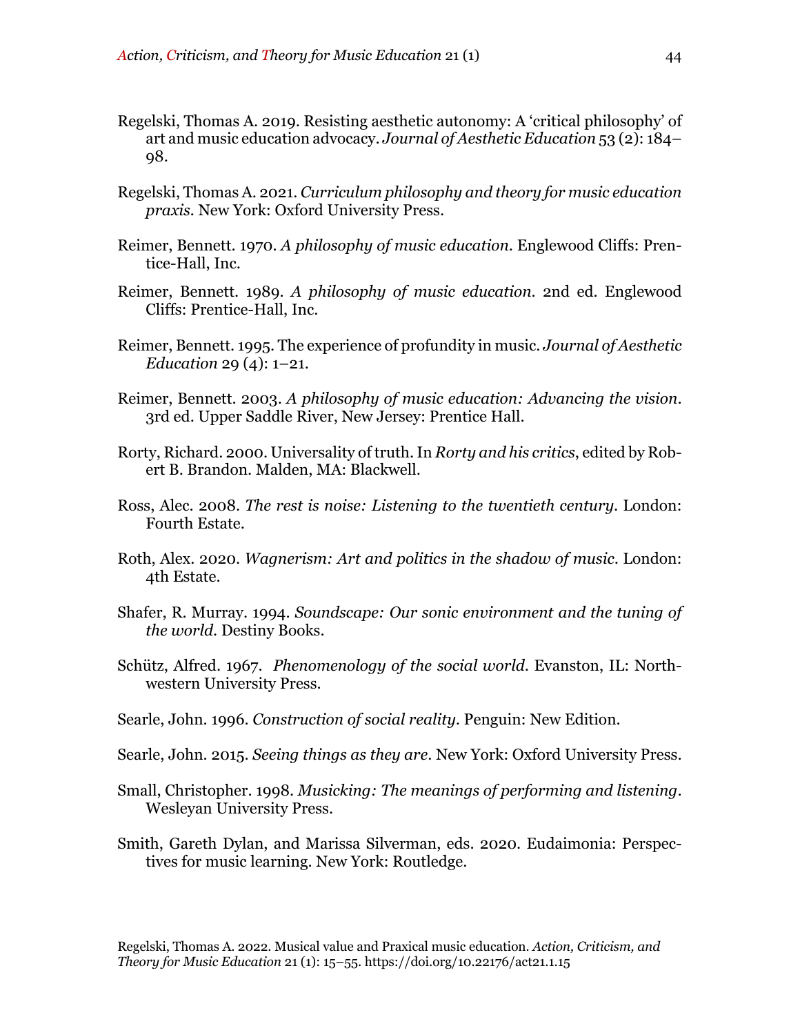Regelski, Thomas A. 2019. Resisting aesthetic autonomy: A 'critical philosophy' of art and music education advocacy. *Journal of Aesthetic Education* 53 (2): 184–98.

Regelski, Thomas A. 2021. *Curriculum philosophy and theory for music education praxis*. New York: Oxford University Press.

Reimer, Bennett. 1970. *A philosophy of music education*. Englewood Cliffs: Prentice-Hall, Inc.

Reimer, Bennett. 1989. *A philosophy of music education*. 2nd ed. Englewood Cliffs: Prentice-Hall, Inc.

Reimer, Bennett. 1995. The experience of profundity in music. *Journal of Aesthetic Education* 29 (4): 1–21.

Reimer, Bennett. 2003. *A philosophy of music education: Advancing the vision*. 3rd ed. Upper Saddle River, New Jersey: Prentice Hall.

Rorty, Richard. 2000. Universality of truth. In *Rorty and his critics*, edited by Robert B. Brandon. Malden, MA: Blackwell.

Ross, Alec. 2008. *The rest is noise: Listening to the twentieth century*. London: Fourth Estate.

Roth, Alex. 2020. *Wagnerism: Art and politics in the shadow of music*. London: 4th Estate.

Shafer, R. Murray. 1994. *Soundscape: Our sonic environment and the tuning of the world*. Destiny Books.

Schütz, Alfred. 1967. *Phenomenology of the social world*. Evanston, IL: Northwestern University Press.

Searle, John. 1996. *Construction of social reality*. Penguin: New Edition.

Searle, John. 2015. *Seeing things as they are*. New York: Oxford University Press.

Small, Christopher. 1998. *Musicking: The meanings of performing and listening*. Wesleyan University Press.

Smith, Gareth Dylan, and Marissa Silverman, eds. 2020. Eudaimonia: Perspectives for music learning. New York: Routledge.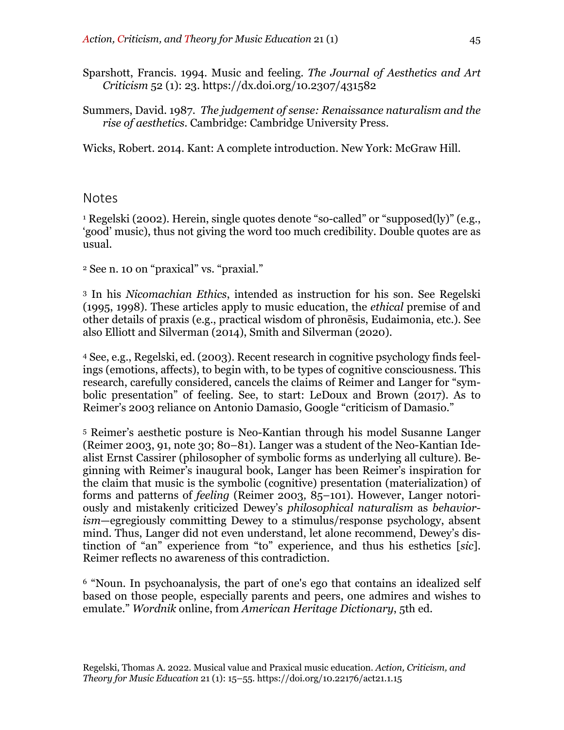Sparshott, Francis. 1994. Music and feeling. *The Journal of Aesthetics and Art Criticism* 52 (1): 23. https://dx.doi.org/10.2307/431582

Summers, David. 1987. *The judgement of sense: Renaissance naturalism and the rise of aesthetics*. Cambridge: Cambridge University Press.

Wicks, Robert. 2014. Kant: A complete introduction. New York: McGraw Hill.

## Notes

[1] Regelski (2002). Herein, single quotes denote "so-called" or "supposed(ly)" (e.g., 'good' music), thus not giving the word too much credibility. Double quotes are as usual.

[2] See n. 10 on "praxical" vs. "praxial."

[3] In his *Nicomachian Ethics*, intended as instruction for his son. See Regelski (1995, 1998). These articles apply to music education, the *ethical* premise of and other details of praxis (e.g., practical wisdom of phronēsis, Eudaimonia, etc.). See also Elliott and Silverman (2014), Smith and Silverman (2020).

[4] See, e.g., Regelski, ed. (2003). Recent research in cognitive psychology finds feelings (emotions, affects), to begin with, to be types of cognitive consciousness. This research, carefully considered, cancels the claims of Reimer and Langer for "symbolic presentation" of feeling. See, to start: LeDoux and Brown (2017). As to Reimer's 2003 reliance on Antonio Damasio, Google "criticism of Damasio."

[5] Reimer's aesthetic posture is Neo-Kantian through his model Susanne Langer (Reimer 2003, 91, note 30; 80–81). Langer was a student of the Neo-Kantian Idealist Ernst Cassirer (philosopher of symbolic forms as underlying all culture). Beginning with Reimer's inaugural book, Langer has been Reimer's inspiration for the claim that music is the symbolic (cognitive) presentation (materialization) of forms and patterns of *feeling* (Reimer 2003, 85–101). However, Langer notoriously and mistakenly criticized Dewey's *philosophical naturalism* as *behaviorism*—egregiously committing Dewey to a stimulus/response psychology, absent mind. Thus, Langer did not even understand, let alone recommend, Dewey's distinction of "an" experience from "to" experience, and thus his esthetics [*sic*]. Reimer reflects no awareness of this contradiction.

[6] "Noun. In psychoanalysis, the part of one's ego that contains an idealized self based on those people, especially parents and peers, one admires and wishes to emulate." *Wordnik* online, from *American Heritage Dictionary*, 5th ed.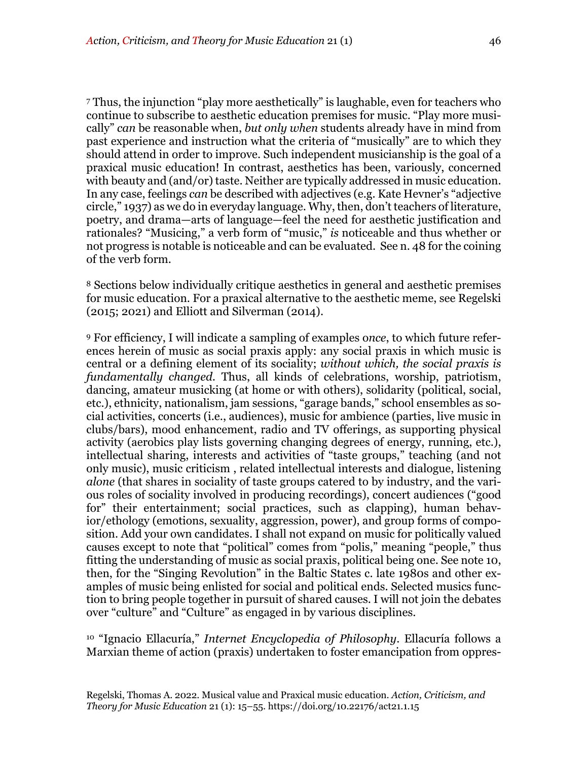[7] Thus, the injunction "play more aesthetically" is laughable, even for teachers who continue to subscribe to aesthetic education premises for music. "Play more musically" *can* be reasonable when, *but only when* students already have in mind from past experience and instruction what the criteria of "musically" are to which they should attend in order to improve. Such independent musicianship is the goal of a praxical music education! In contrast, aesthetics has been, variously, concerned with beauty and (and/or) taste. Neither are typically addressed in music education. In any case, feelings *can* be described with adjectives (e.g. Kate Hevner's "adjective circle," 1937) as we do in everyday language. Why, then, don't teachers of literature, poetry, and drama—arts of language—feel the need for aesthetic justification and rationales? "Musicing," a verb form of "music," *is* noticeable and thus whether or not progress is notable is noticeable and can be evaluated. See n. 48 for the coining of the verb form.

[8] Sections below individually critique aesthetics in general and aesthetic premises for music education. For a praxical alternative to the aesthetic meme, see Regelski (2015; 2021) and Elliott and Silverman (2014).

[9] For efficiency, I will indicate a sampling of examples o*nce*, to which future references herein of music as social praxis apply: any social praxis in which music is central or a defining element of its sociality; *without which, the social praxis is fundamentally changed.* Thus, all kinds of celebrations, worship, patriotism, dancing, amateur musicking (at home or with others), solidarity (political, social, etc.), ethnicity, nationalism, jam sessions, "garage bands," school ensembles as social activities, concerts (i.e., audiences), music for ambience (parties, live music in clubs/bars), mood enhancement, radio and TV offerings, as supporting physical activity (aerobics play lists governing changing degrees of energy, running, etc.), intellectual sharing, interests and activities of "taste groups," teaching (and not only music), music criticism , related intellectual interests and dialogue, listening *alone* (that shares in sociality of taste groups catered to by industry, and the various roles of sociality involved in producing recordings), concert audiences ("good for" their entertainment; social practices, such as clapping), human behavior/ethology (emotions, sexuality, aggression, power), and group forms of composition. Add your own candidates. I shall not expand on music for politically valued causes except to note that "political" comes from "polis," meaning "people," thus fitting the understanding of music as social praxis, political being one. See note 10, then, for the "Singing Revolution" in the Baltic States c. late 1980s and other examples of music being enlisted for social and political ends. Selected musics function to bring people together in pursuit of shared causes. I will not join the debates over "culture" and "Culture" as engaged in by various disciplines.

[10] "Ignacio Ellacuría," *Internet Encyclopedia of Philosophy*. Ellacuría follows a Marxian theme of action (praxis) undertaken to foster emancipation from oppres-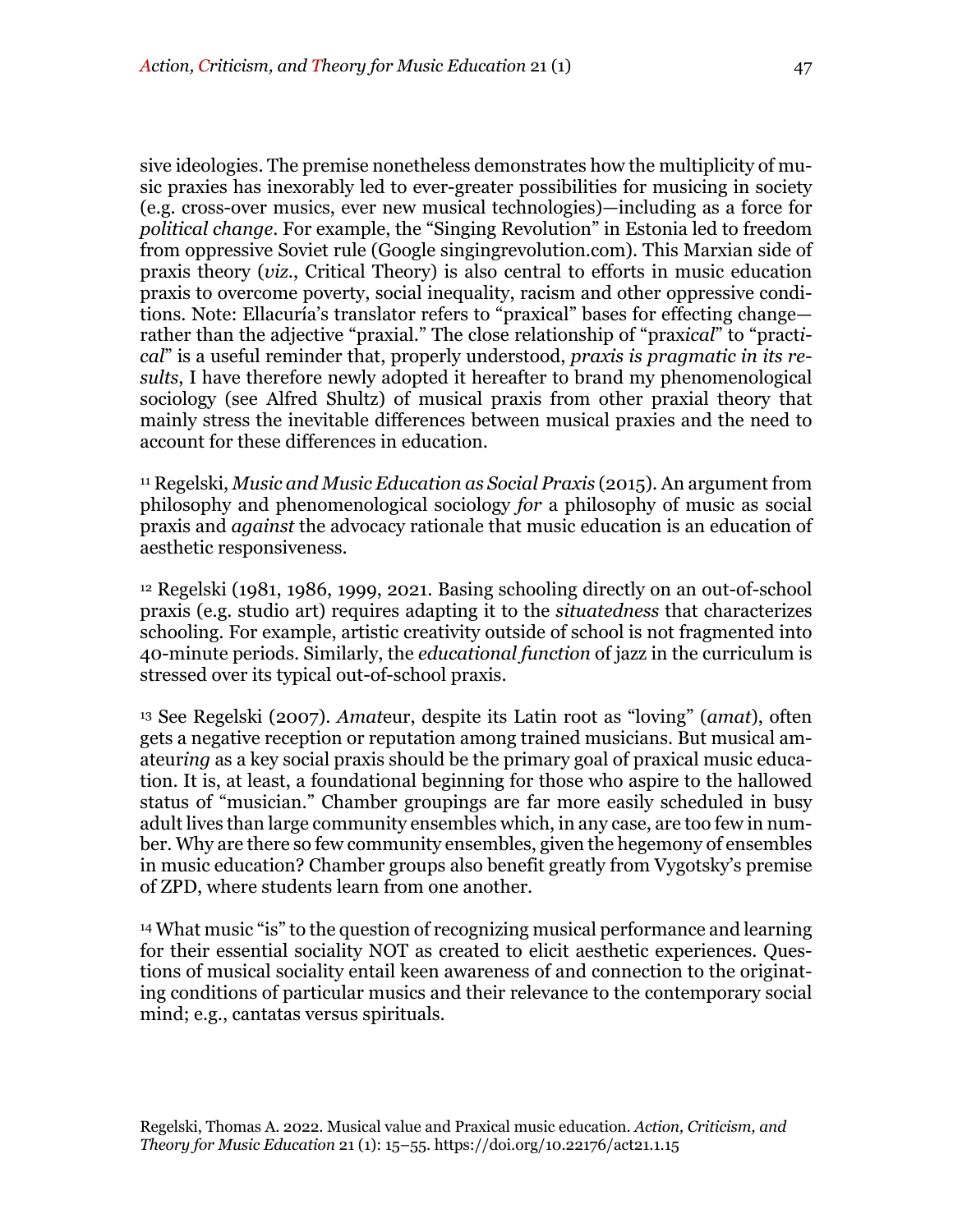sive ideologies. The premise nonetheless demonstrates how the multiplicity of music praxies has inexorably led to ever-greater possibilities for musicing in society (e.g. cross-over musics, ever new musical technologies)—including as a force for *political change*. For example, the "Singing Revolution" in Estonia led to freedom from oppressive Soviet rule (Google singingrevolution.com). This Marxian side of praxis theory (*viz*., Critical Theory) is also central to efforts in music education praxis to overcome poverty, social inequality, racism and other oppressive conditions. Note: Ellacuría's translator refers to "praxical" bases for effecting change—rather than the adjective "praxial." The close relationship of "prax*ical*" to "pract*ical*" is a useful reminder that, properly understood, *praxis is pragmatic in its results*, I have therefore newly adopted it hereafter to brand my phenomenological sociology (see Alfred Shultz) of musical praxis from other praxial theory that mainly stress the inevitable differences between musical praxies and the need to account for these differences in education.

[11] Regelski, *Music and Music Education as Social Praxis* (2015). An argument from philosophy and phenomenological sociology *for* a philosophy of music as social praxis and *against* the advocacy rationale that music education is an education of aesthetic responsiveness.

[12] Regelski (1981, 1986, 1999, 2021. Basing schooling directly on an out-of-school praxis (e.g. studio art) requires adapting it to the *situatedness* that characterizes schooling. For example, artistic creativity outside of school is not fragmented into 40-minute periods. Similarly, the *educational function* of jazz in the curriculum is stressed over its typical out-of-school praxis.

[13] See Regelski (2007). *Amat*eur, despite its Latin root as "loving" (*amat*), often gets a negative reception or reputation among trained musicians. But musical amateur*ing* as a key social praxis should be the primary goal of praxical music education. It is, at least, a foundational beginning for those who aspire to the hallowed status of "musician." Chamber groupings are far more easily scheduled in busy adult lives than large community ensembles which, in any case, are too few in number. Why are there so few community ensembles, given the hegemony of ensembles in music education? Chamber groups also benefit greatly from Vygotsky's premise of ZPD, where students learn from one another.

[14] What music "is" to the question of recognizing musical performance and learning for their essential sociality NOT as created to elicit aesthetic experiences. Questions of musical sociality entail keen awareness of and connection to the originating conditions of particular musics and their relevance to the contemporary social mind; e.g., cantatas versus spirituals.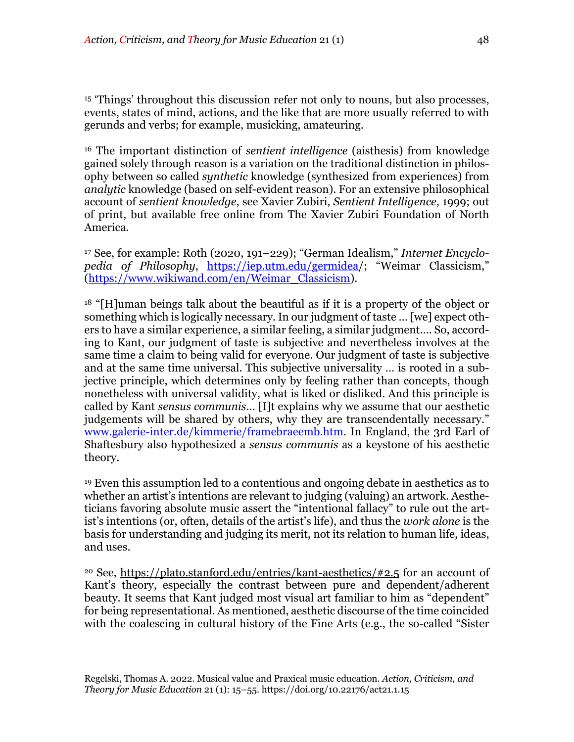[15] 'Things' throughout this discussion refer not only to nouns, but also processes, events, states of mind, actions, and the like that are more usually referred to with gerunds and verbs; for example, musicking, amateuring.

[16] The important distinction of *sentient intelligence* (aisthesis) from knowledge gained solely through reason is a variation on the traditional distinction in philosophy between so called *synthetic* knowledge (synthesized from experiences) from *analytic* knowledge (based on self-evident reason). For an extensive philosophical account of *sentient knowledge*, see Xavier Zubiri, *Sentient Intelligence*, 1999; out of print, but available free online from The Xavier Zubiri Foundation of North America.

[17] See, for example: Roth (2020, 191–229); "German Idealism," *Internet Encyclopedia of Philosophy*, [https://iep.utm.edu/germidea/](https://iep.utm.edu/germidea/); "Weimar Classicism," ([https://www.wikiwand.com/en/Weimar_Classicism](https://www.wikiwand.com/en/Weimar_Classicism)).

[18] "[H]uman beings talk about the beautiful as if it is a property of the object or something which is logically necessary. In our judgment of taste … [we] expect others to have a similar experience, a similar feeling, a similar judgment…. So, according to Kant, our judgment of taste is subjective and nevertheless involves at the same time a claim to being valid for everyone. Our judgment of taste is subjective and at the same time universal. This subjective universality … is rooted in a subjective principle, which determines only by feeling rather than concepts, though nonetheless with universal validity, what is liked or disliked. And this principle is called by Kant *sensus communis*… [I]t explains why we assume that our aesthetic judgements will be shared by others, why they are transcendentally necessary." [www.galerie-inter.de/kimmerie/framebraeemb.htm](www.galerie-inter.de/kimmerie/framebraeemb.htm). In England, the 3rd Earl of Shaftesbury also hypothesized a *sensus communis* as a keystone of his aesthetic theory.

[19] Even this assumption led to a contentious and ongoing debate in aesthetics as to whether an artist's intentions are relevant to judging (valuing) an artwork. Aestheticians favoring absolute music assert the "intentional fallacy" to rule out the artist's intentions (or, often, details of the artist's life), and thus the *work alone* is the basis for understanding and judging its merit, not its relation to human life, ideas, and uses.

[20] See, [https://plato.stanford.edu/entries/kant-aesthetics/#2.5](https://plato.stanford.edu/entries/kant-aesthetics/#2.5) for an account of Kant's theory, especially the contrast between pure and dependent/adherent beauty. It seems that Kant judged most visual art familiar to him as "dependent" for being representational. As mentioned, aesthetic discourse of the time coincided with the coalescing in cultural history of the Fine Arts (e.g., the so-called "Sister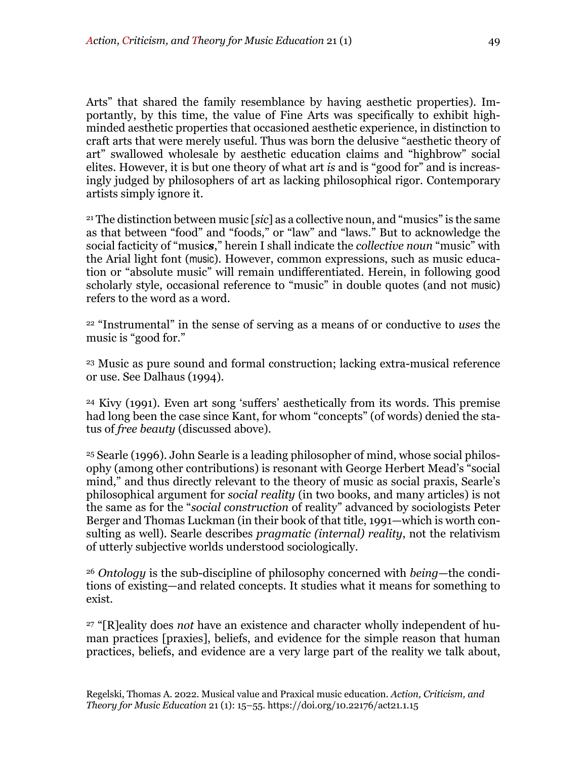Arts" that shared the family resemblance by having aesthetic properties). Importantly, by this time, the value of Fine Arts was specifically to exhibit high-minded aesthetic properties that occasioned aesthetic experience, in distinction to craft arts that were merely useful. Thus was born the delusive "aesthetic theory of art" swallowed wholesale by aesthetic education claims and "highbrow" social elites. However, it is but one theory of what art *is* and is "good for" and is increasingly judged by philosophers of art as lacking philosophical rigor. Contemporary artists simply ignore it.

[21] The distinction between music [*sic*] as a collective noun, and "musics" is the same as that between "food" and "foods," or "law" and "laws." But to acknowledge the social facticity of "music***s***," herein I shall indicate the *collective noun* "music" with the Arial light font (music). However, common expressions, such as music education or "absolute music" will remain undifferentiated. Herein, in following good scholarly style, occasional reference to "music" in double quotes (and not music) refers to the word as a word.

[22] "Instrumental" in the sense of serving as a means of or conductive to *uses* the music is "good for."

[23] Music as pure sound and formal construction; lacking extra-musical reference or use. See Dalhaus (1994).

[24] Kivy (1991). Even art song 'suffers' aesthetically from its words. This premise had long been the case since Kant, for whom "concepts" (of words) denied the status of *free beauty* (discussed above).

[25] Searle (1996). John Searle is a leading philosopher of mind, whose social philosophy (among other contributions) is resonant with George Herbert Mead's "social mind," and thus directly relevant to the theory of music as social praxis, Searle's philosophical argument for *social reality* (in two books, and many articles) is not the same as for the "*social construction* of reality" advanced by sociologists Peter Berger and Thomas Luckman (in their book of that title, 1991—which is worth consulting as well). Searle describes *pragmatic (internal) reality*, not the relativism of utterly subjective worlds understood sociologically.

[26] *Ontology* is the sub-discipline of philosophy concerned with *being*—the conditions of existing—and related concepts. It studies what it means for something to exist.

[27] "[R]eality does *not* have an existence and character wholly independent of human practices [praxies], beliefs, and evidence for the simple reason that human practices, beliefs, and evidence are a very large part of the reality we talk about,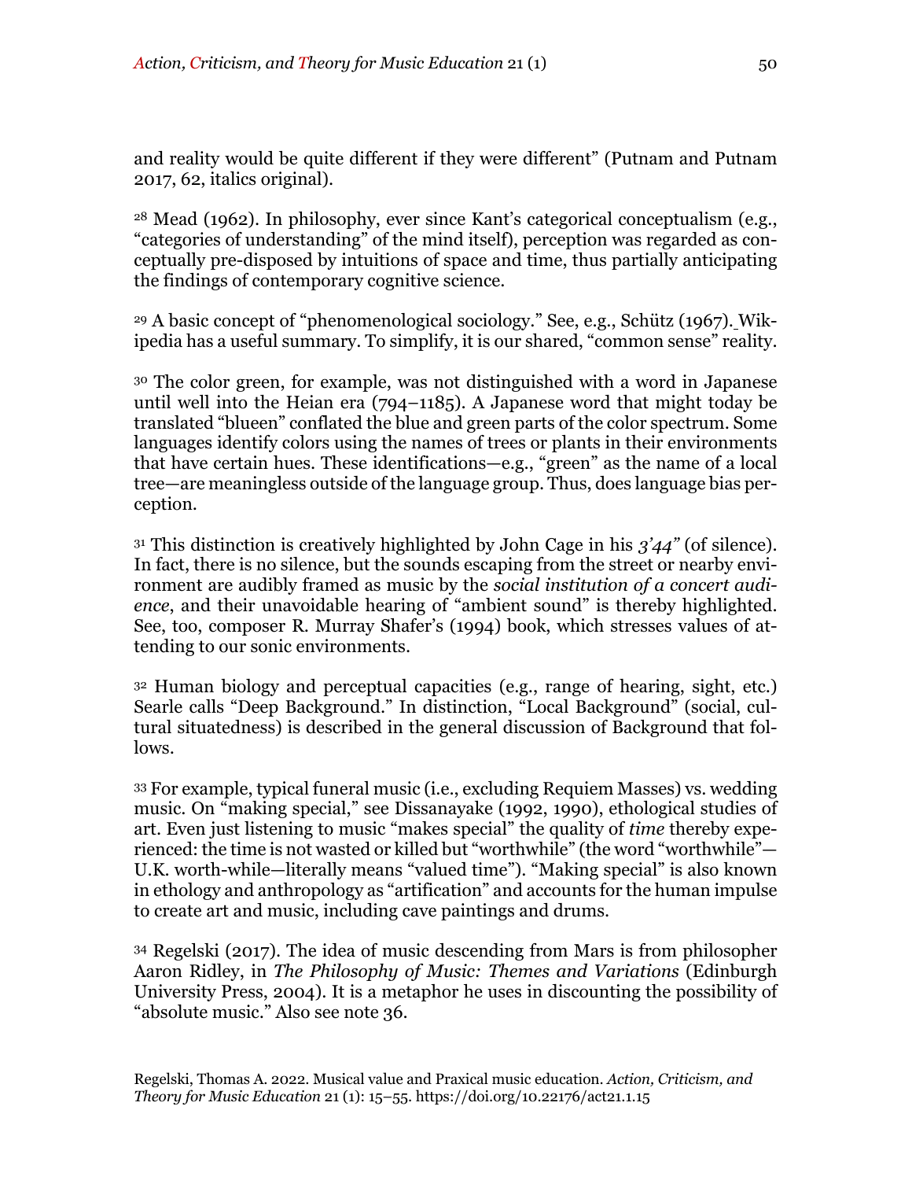and reality would be quite different if they were different" (Putnam and Putnam 2017, 62, italics original).

[28] Mead (1962). In philosophy, ever since Kant's categorical conceptualism (e.g., "categories of understanding" of the mind itself), perception was regarded as conceptually pre-disposed by intuitions of space and time, thus partially anticipating the findings of contemporary cognitive science.

[29] A basic concept of "phenomenological sociology." See, e.g., Schütz (1967). Wikipedia has a useful summary. To simplify, it is our shared, "common sense" reality.

[30] The color green, for example, was not distinguished with a word in Japanese until well into the Heian era (794–1185). A Japanese word that might today be translated "blueen" conflated the blue and green parts of the color spectrum. Some languages identify colors using the names of trees or plants in their environments that have certain hues. These identifications—e.g., "green" as the name of a local tree—are meaningless outside of the language group. Thus, does language bias perception.

[31] This distinction is creatively highlighted by John Cage in his *3'44"* (of silence). In fact, there is no silence, but the sounds escaping from the street or nearby environment are audibly framed as music by the *social institution of a concert audience*, and their unavoidable hearing of "ambient sound" is thereby highlighted. See, too, composer R. Murray Shafer's (1994) book, which stresses values of attending to our sonic environments.

[32] Human biology and perceptual capacities (e.g., range of hearing, sight, etc.) Searle calls "Deep Background." In distinction, "Local Background" (social, cultural situatedness) is described in the general discussion of Background that follows.

[33] For example, typical funeral music (i.e., excluding Requiem Masses) vs. wedding music. On "making special," see Dissanayake (1992, 1990), ethological studies of art. Even just listening to music "makes special" the quality of *time* thereby experienced: the time is not wasted or killed but "worthwhile" (the word "worthwhile"—U.K. worth-while—literally means "valued time"). "Making special" is also known in ethology and anthropology as "artification" and accounts for the human impulse to create art and music, including cave paintings and drums.

[34] Regelski (2017). The idea of music descending from Mars is from philosopher Aaron Ridley, in *The Philosophy of Music: Themes and Variations* (Edinburgh University Press, 2004). It is a metaphor he uses in discounting the possibility of "absolute music." Also see note 36.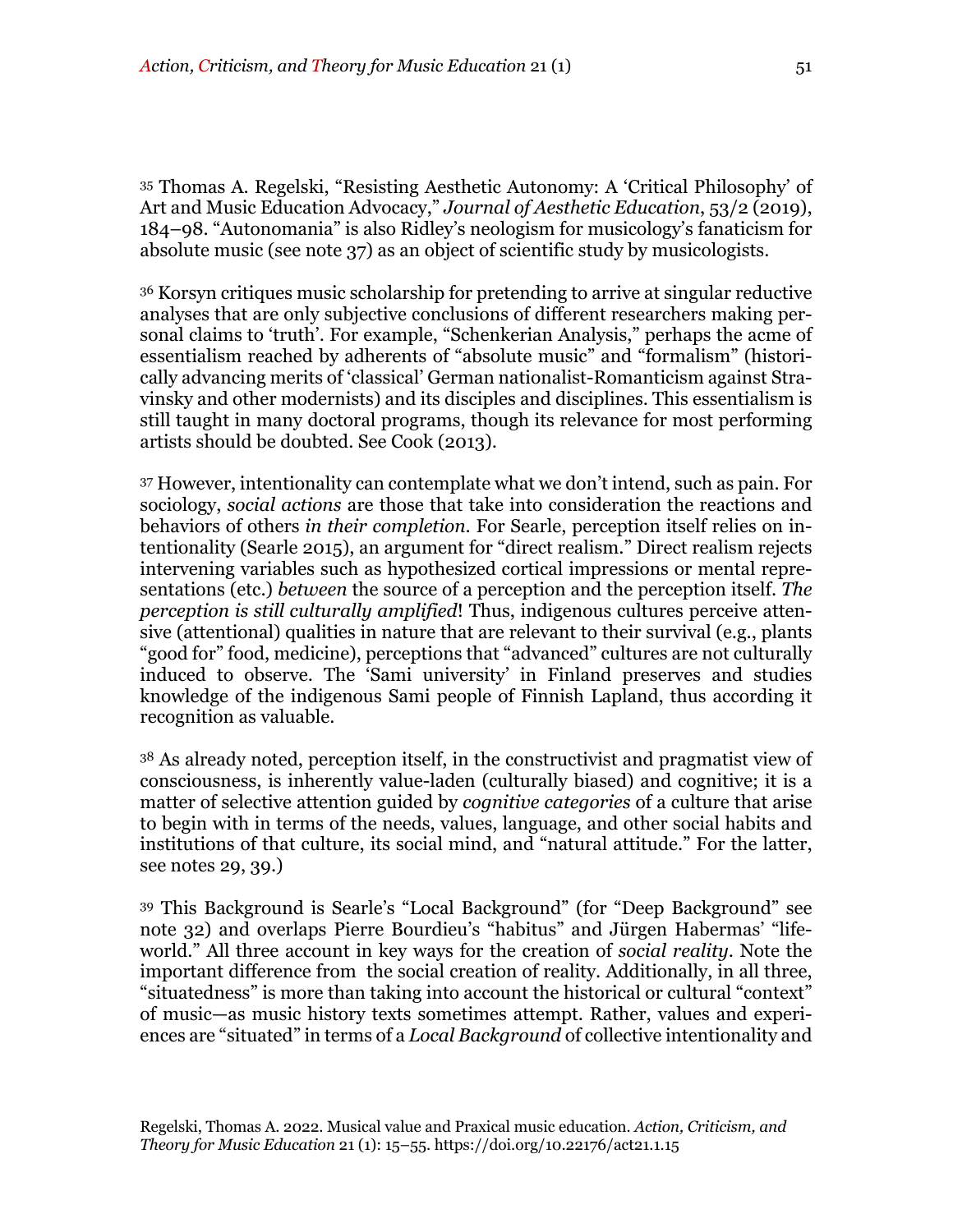[35] Thomas A. Regelski, "Resisting Aesthetic Autonomy: A 'Critical Philosophy' of Art and Music Education Advocacy," *Journal of Aesthetic Education*, 53/2 (2019), 184–98. "Autonomania" is also Ridley's neologism for musicology's fanaticism for absolute music (see note 37) as an object of scientific study by musicologists.

[36] Korsyn critiques music scholarship for pretending to arrive at singular reductive analyses that are only subjective conclusions of different researchers making personal claims to 'truth'. For example, "Schenkerian Analysis," perhaps the acme of essentialism reached by adherents of "absolute music" and "formalism" (historically advancing merits of 'classical' German nationalist-Romanticism against Stravinsky and other modernists) and its disciples and disciplines. This essentialism is still taught in many doctoral programs, though its relevance for most performing artists should be doubted. See Cook (2013).

[37] However, intentionality can contemplate what we don't intend, such as pain. For sociology, *social actions* are those that take into consideration the reactions and behaviors of others *in their completion*. For Searle, perception itself relies on intentionality (Searle 2015), an argument for "direct realism." Direct realism rejects intervening variables such as hypothesized cortical impressions or mental representations (etc.) *between* the source of a perception and the perception itself. *The perception is still culturally amplified*! Thus, indigenous cultures perceive attensive (attentional) qualities in nature that are relevant to their survival (e.g., plants "good for" food, medicine), perceptions that "advanced" cultures are not culturally induced to observe. The 'Sami university' in Finland preserves and studies knowledge of the indigenous Sami people of Finnish Lapland, thus according it recognition as valuable.

[38] As already noted, perception itself, in the constructivist and pragmatist view of consciousness, is inherently value-laden (culturally biased) and cognitive; it is a matter of selective attention guided by *cognitive categories* of a culture that arise to begin with in terms of the needs, values, language, and other social habits and institutions of that culture, its social mind, and "natural attitude." For the latter, see notes 29, 39.)

[39] This Background is Searle's "Local Background" (for "Deep Background" see note 32) and overlaps Pierre Bourdieu's "habitus" and Jürgen Habermas' "lifeworld." All three account in key ways for the creation of *social reality*. Note the important difference from the social creation of reality. Additionally, in all three, "situatedness" is more than taking into account the historical or cultural "context" of music—as music history texts sometimes attempt. Rather, values and experiences are "situated" in terms of a *Local Background* of collective intentionality and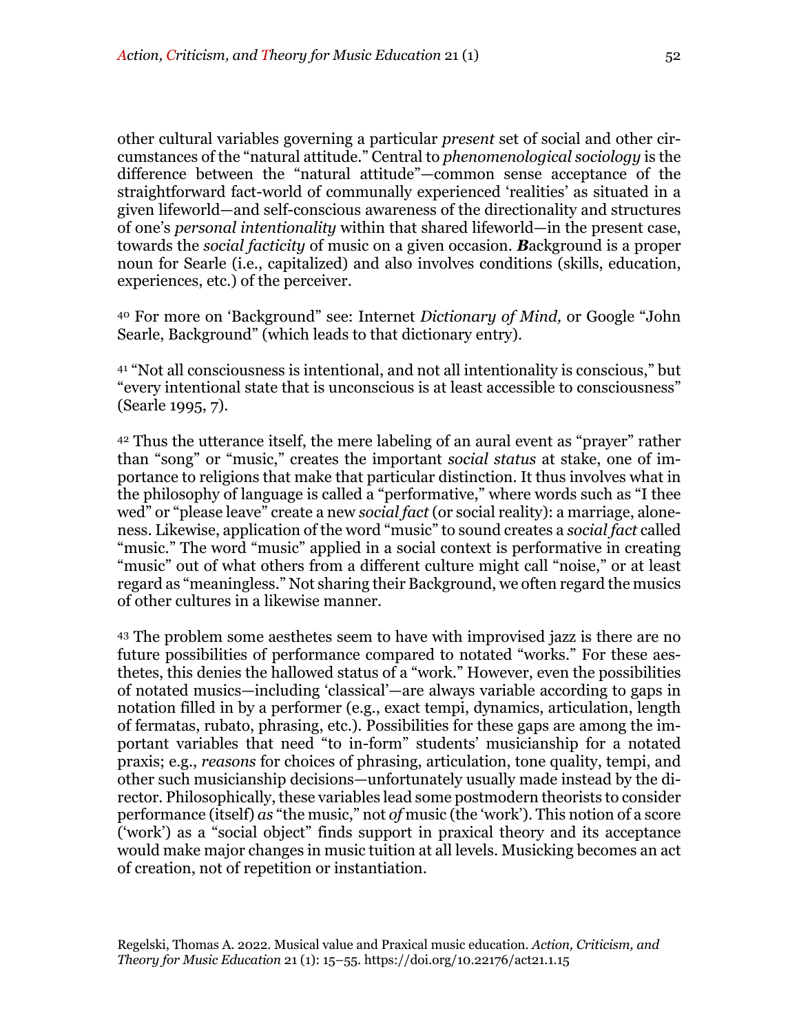other cultural variables governing a particular *present* set of social and other circumstances of the "natural attitude." Central to *phenomenological sociology* is the difference between the "natural attitude"—common sense acceptance of the straightforward fact-world of communally experienced 'realities' as situated in a given lifeworld—and self-conscious awareness of the directionality and structures of one's *personal intentionality* within that shared lifeworld—in the present case, towards the *social facticity* of music on a given occasion. ***B***ackground is a proper noun for Searle (i.e., capitalized) and also involves conditions (skills, education, experiences, etc.) of the perceiver.

[40] For more on 'Background" see: Internet *Dictionary of Mind,* or Google "John Searle, Background" (which leads to that dictionary entry).

[41] "Not all consciousness is intentional, and not all intentionality is conscious," but "every intentional state that is unconscious is at least accessible to consciousness" (Searle 1995, 7).

[42] Thus the utterance itself, the mere labeling of an aural event as "prayer" rather than "song" or "music," creates the important *social status* at stake, one of importance to religions that make that particular distinction. It thus involves what in the philosophy of language is called a "performative," where words such as "I thee wed" or "please leave" create a new *social fact* (or social reality): a marriage, aloneness. Likewise, application of the word "music" to sound creates a *social fact* called "music." The word "music" applied in a social context is performative in creating "music" out of what others from a different culture might call "noise," or at least regard as "meaningless." Not sharing their Background, we often regard the musics of other cultures in a likewise manner.

[43] The problem some aesthetes seem to have with improvised jazz is there are no future possibilities of performance compared to notated "works." For these aesthetes, this denies the hallowed status of a "work." However, even the possibilities of notated musics—including 'classical'—are always variable according to gaps in notation filled in by a performer (e.g., exact tempi, dynamics, articulation, length of fermatas, rubato, phrasing, etc.). Possibilities for these gaps are among the important variables that need "to in-form" students' musicianship for a notated praxis; e.g., *reasons* for choices of phrasing, articulation, tone quality, tempi, and other such musicianship decisions—unfortunately usually made instead by the director. Philosophically, these variables lead some postmodern theorists to consider performance (itself) *as* "the music," not *of* music (the 'work'). This notion of a score ('work') as a "social object" finds support in praxical theory and its acceptance would make major changes in music tuition at all levels. Musicking becomes an act of creation, not of repetition or instantiation.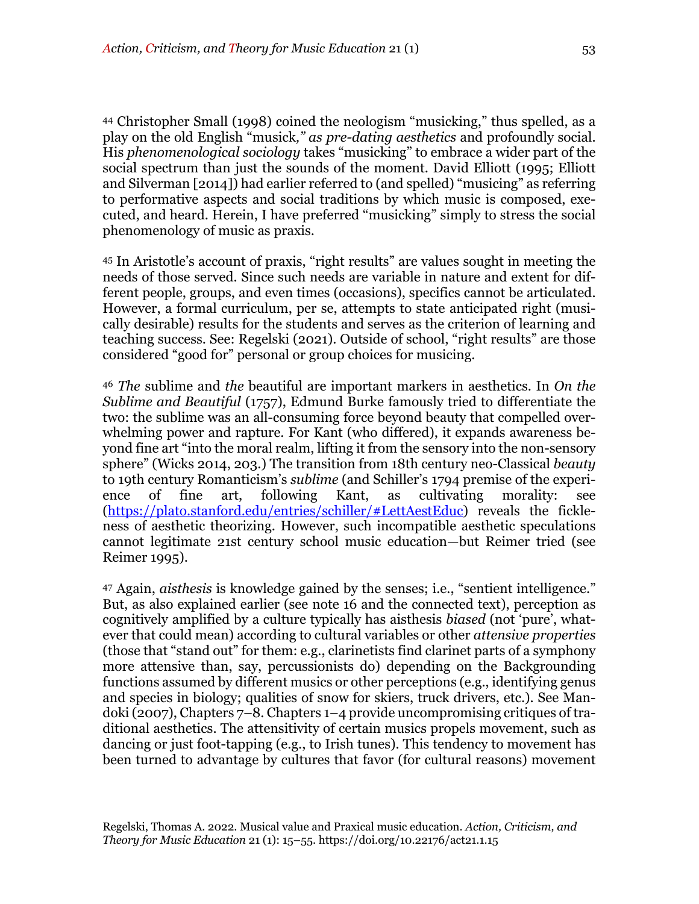44 Christopher Small (1998) coined the neologism "musicking," thus spelled, as a play on the old English "musick*," as pre-dating aesthetics* and profoundly social. His *phenomenological sociology* takes "musicking" to embrace a wider part of the social spectrum than just the sounds of the moment. David Elliott (1995; Elliott and Silverman [2014]) had earlier referred to (and spelled) "musicing" as referring to performative aspects and social traditions by which music is composed, executed, and heard. Herein, I have preferred "musicking" simply to stress the social phenomenology of music as praxis.

45 In Aristotle's account of praxis, "right results" are values sought in meeting the needs of those served. Since such needs are variable in nature and extent for different people, groups, and even times (occasions), specifics cannot be articulated. However, a formal curriculum, per se, attempts to state anticipated right (musically desirable) results for the students and serves as the criterion of learning and teaching success. See: Regelski (2021). Outside of school, "right results" are those considered "good for" personal or group choices for musicing.

46 *The* sublime and *the* beautiful are important markers in aesthetics. In *On the Sublime and Beautiful* (1757), Edmund Burke famously tried to differentiate the two: the sublime was an all-consuming force beyond beauty that compelled overwhelming power and rapture. For Kant (who differed), it expands awareness beyond fine art "into the moral realm, lifting it from the sensory into the non-sensory sphere" (Wicks 2014, 203.) The transition from 18th century neo-Classical *beauty* to 19th century Romanticism's *sublime* (and Schiller's 1794 premise of the experience of fine art, following Kant, as cultivating morality: see (https://plato.stanford.edu/entries/schiller/#LettAestEduc) reveals the fickleness of aesthetic theorizing. However, such incompatible aesthetic speculations cannot legitimate 21st century school music education—but Reimer tried (see Reimer 1995).

47 Again, *aisthesis* is knowledge gained by the senses; i.e., "sentient intelligence." But, as also explained earlier (see note 16 and the connected text), perception as cognitively amplified by a culture typically has aisthesis *biased* (not 'pure', whatever that could mean) according to cultural variables or other *attensive properties* (those that "stand out" for them: e.g., clarinetists find clarinet parts of a symphony more attensive than, say, percussionists do) depending on the Backgrounding functions assumed by different musics or other perceptions (e.g., identifying genus and species in biology; qualities of snow for skiers, truck drivers, etc.). See Mandoki (2007), Chapters 7–8. Chapters 1–4 provide uncompromising critiques of traditional aesthetics. The attensitivity of certain musics propels movement, such as dancing or just foot-tapping (e.g., to Irish tunes). This tendency to movement has been turned to advantage by cultures that favor (for cultural reasons) movement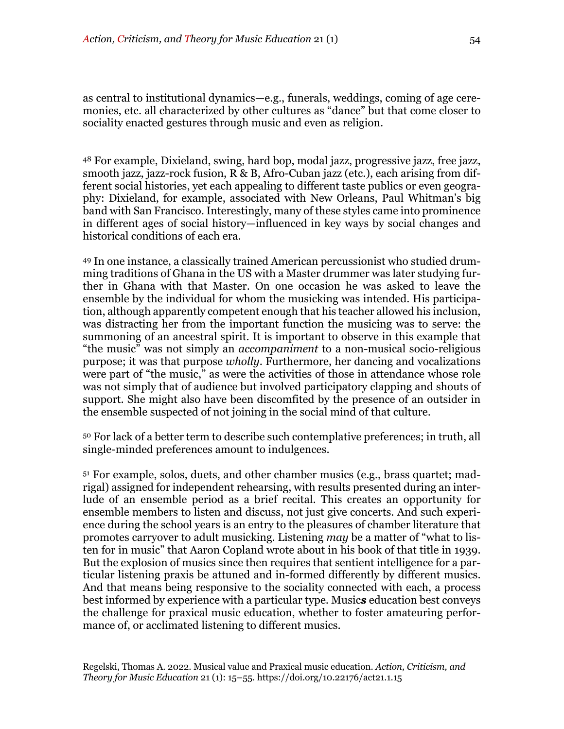as central to institutional dynamics—e.g., funerals, weddings, coming of age ceremonies, etc. all characterized by other cultures as "dance" but that come closer to sociality enacted gestures through music and even as religion.

[48] For example, Dixieland, swing, hard bop, modal jazz, progressive jazz, free jazz, smooth jazz, jazz-rock fusion, R & B, Afro-Cuban jazz (etc.), each arising from different social histories, yet each appealing to different taste publics or even geography: Dixieland, for example, associated with New Orleans, Paul Whitman's big band with San Francisco. Interestingly, many of these styles came into prominence in different ages of social history—influenced in key ways by social changes and historical conditions of each era.

[49] In one instance, a classically trained American percussionist who studied drumming traditions of Ghana in the US with a Master drummer was later studying further in Ghana with that Master. On one occasion he was asked to leave the ensemble by the individual for whom the musicking was intended. His participation, although apparently competent enough that his teacher allowed his inclusion, was distracting her from the important function the musicing was to serve: the summoning of an ancestral spirit. It is important to observe in this example that "the music" was not simply an *accompaniment* to a non-musical socio-religious purpose; it was that purpose *wholly*. Furthermore, her dancing and vocalizations were part of "the music," as were the activities of those in attendance whose role was not simply that of audience but involved participatory clapping and shouts of support. She might also have been discomfited by the presence of an outsider in the ensemble suspected of not joining in the social mind of that culture.

[50] For lack of a better term to describe such contemplative preferences; in truth, all single-minded preferences amount to indulgences.

[51] For example, solos, duets, and other chamber musics (e.g., brass quartet; madrigal) assigned for independent rehearsing, with results presented during an interlude of an ensemble period as a brief recital. This creates an opportunity for ensemble members to listen and discuss, not just give concerts. And such experience during the school years is an entry to the pleasures of chamber literature that promotes carryover to adult musicking. Listening *may* be a matter of "what to listen for in music" that Aaron Copland wrote about in his book of that title in 1939. But the explosion of musics since then requires that sentient intelligence for a particular listening praxis be attuned and in-formed differently by different musics. And that means being responsive to the sociality connected with each, a process best informed by experience with a particular type. Music***s*** education best conveys the challenge for praxical music education, whether to foster amateuring performance of, or acclimated listening to different musics.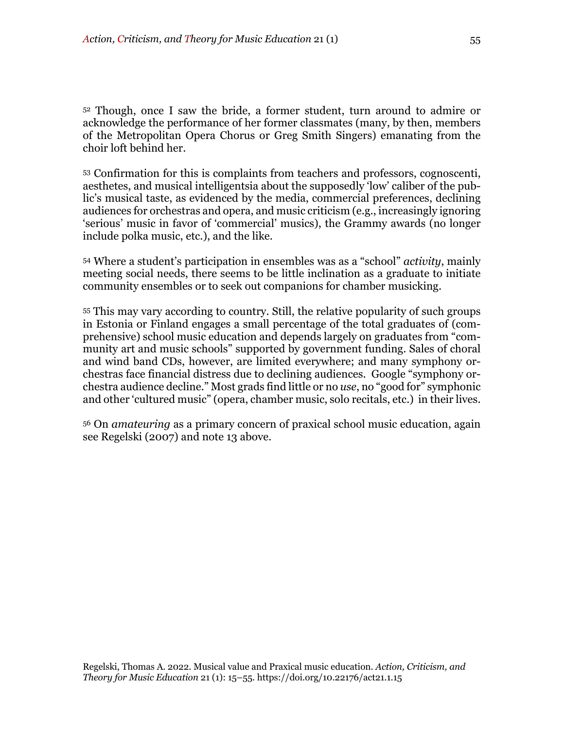[52] Though, once I saw the bride, a former student, turn around to admire or acknowledge the performance of her former classmates (many, by then, members of the Metropolitan Opera Chorus or Greg Smith Singers) emanating from the choir loft behind her.

[53] Confirmation for this is complaints from teachers and professors, cognoscenti, aesthetes, and musical intelligentsia about the supposedly 'low' caliber of the public's musical taste, as evidenced by the media, commercial preferences, declining audiences for orchestras and opera, and music criticism (e.g., increasingly ignoring 'serious' music in favor of 'commercial' musics), the Grammy awards (no longer include polka music, etc.), and the like.

[54] Where a student's participation in ensembles was as a "school" *activity*, mainly meeting social needs, there seems to be little inclination as a graduate to initiate community ensembles or to seek out companions for chamber musicking.

[55] This may vary according to country. Still, the relative popularity of such groups in Estonia or Finland engages a small percentage of the total graduates of (comprehensive) school music education and depends largely on graduates from "community art and music schools" supported by government funding. Sales of choral and wind band CDs, however, are limited everywhere; and many symphony orchestras face financial distress due to declining audiences. Google "symphony orchestra audience decline." Most grads find little or no *use*, no "good for" symphonic and other 'cultured music" (opera, chamber music, solo recitals, etc.) in their lives.

[56] On *amateuring* as a primary concern of praxical school music education, again see Regelski (2007) and note 13 above.

Regelski, Thomas A. 2022. Musical value and Praxical music education. *Action, Criticism, and Theory for Music Education* 21 (1): 15–55. https://doi.org/10.22176/act21.1.15